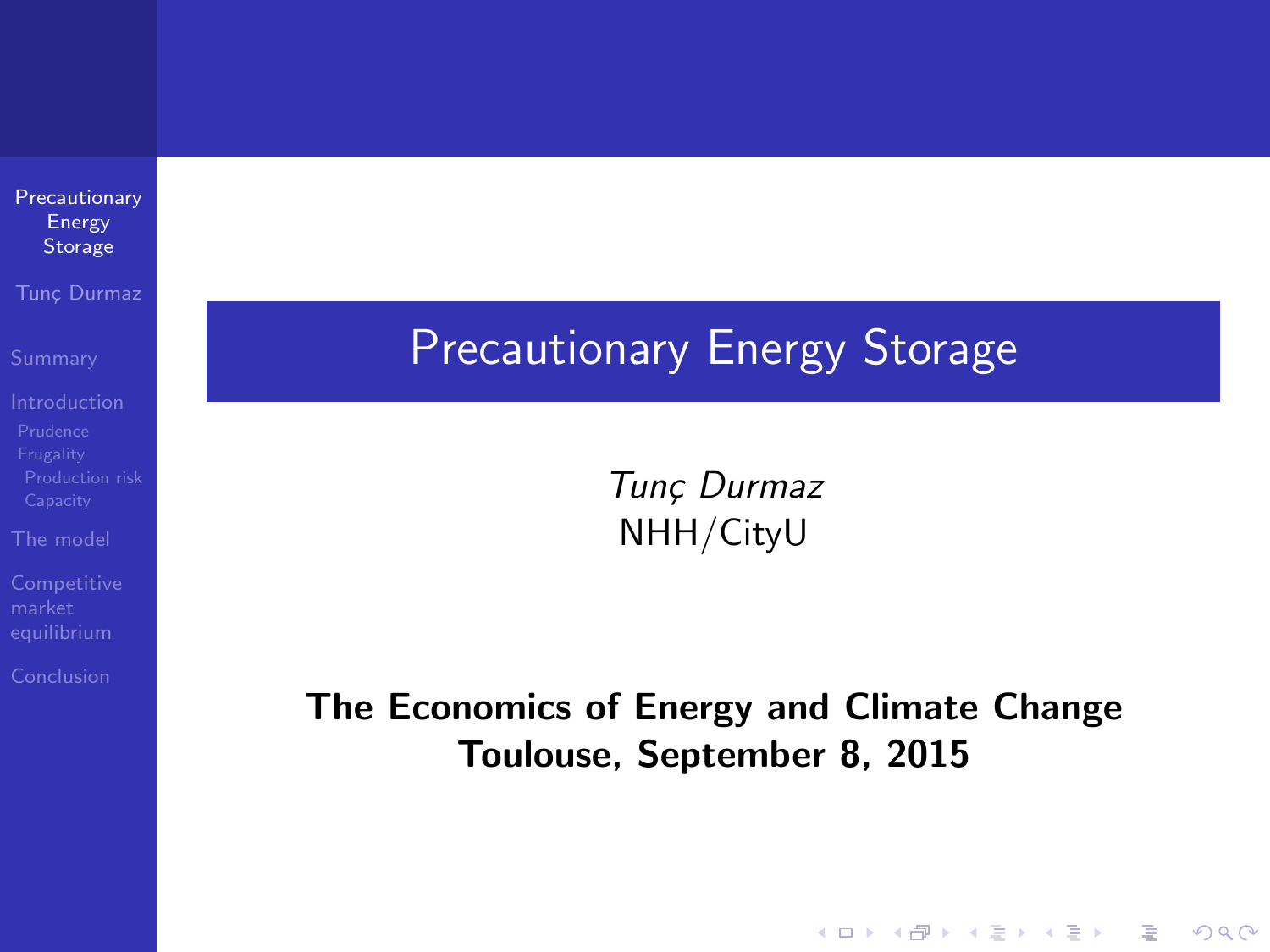# Precautionary Energy Storage

*Tunç Durmaz*
NHH/CityU

**The Economics of Energy and Climate Change**
**Toulouse, September 8, 2015**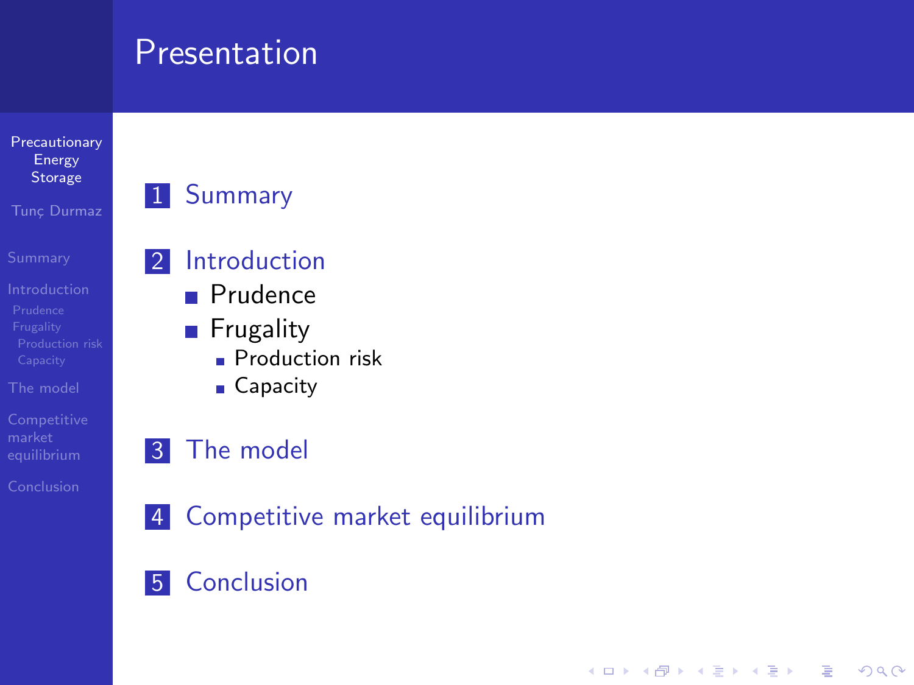# Presentation

1. Summary
2. Introduction
   - Prudence
   - Frugality
     - Production risk
     - Capacity
3. The model
4. Competitive market equilibrium
5. Conclusion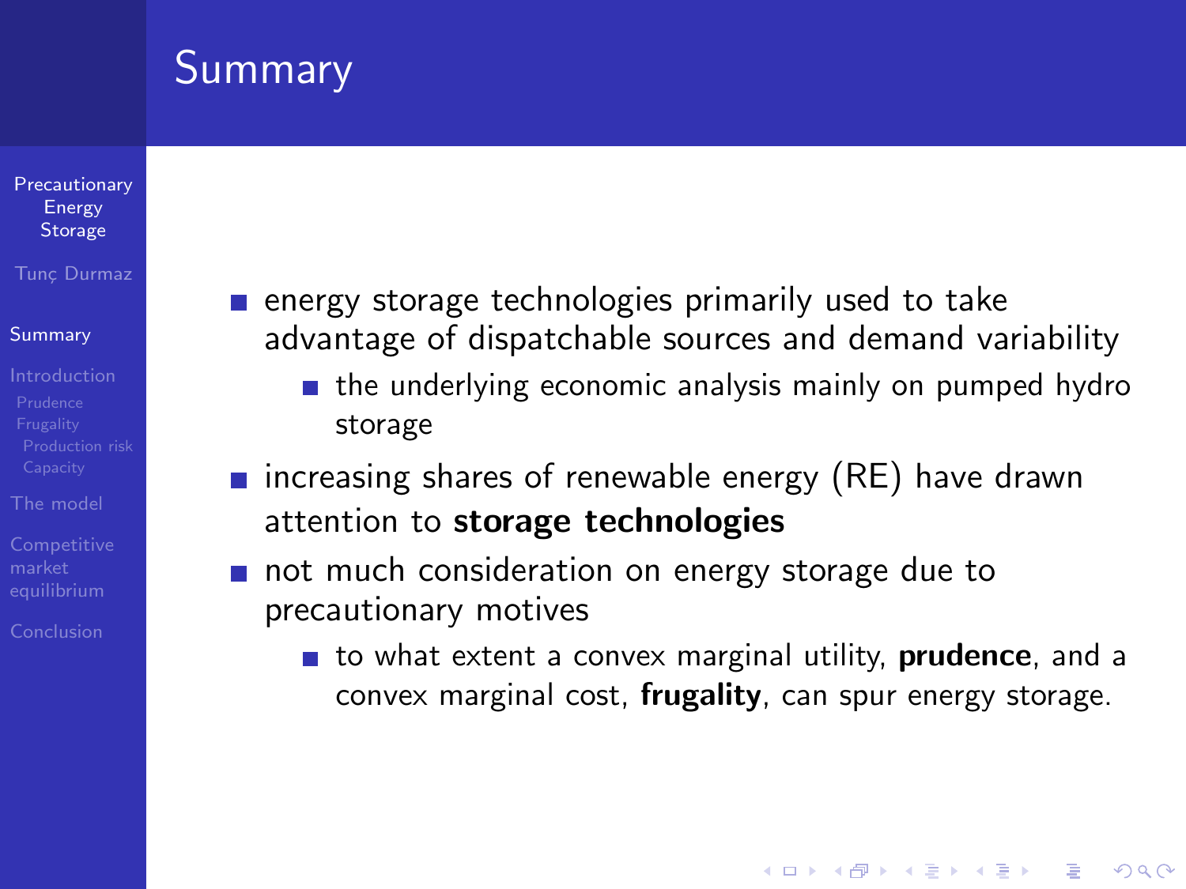# Summary

- energy storage technologies primarily used to take advantage of dispatchable sources and demand variability
  - the underlying economic analysis mainly on pumped hydro storage
- increasing shares of renewable energy (RE) have drawn attention to **storage technologies**
- not much consideration on energy storage due to precautionary motives
  - to what extent a convex marginal utility, **prudence**, and a convex marginal cost, **frugality**, can spur energy storage.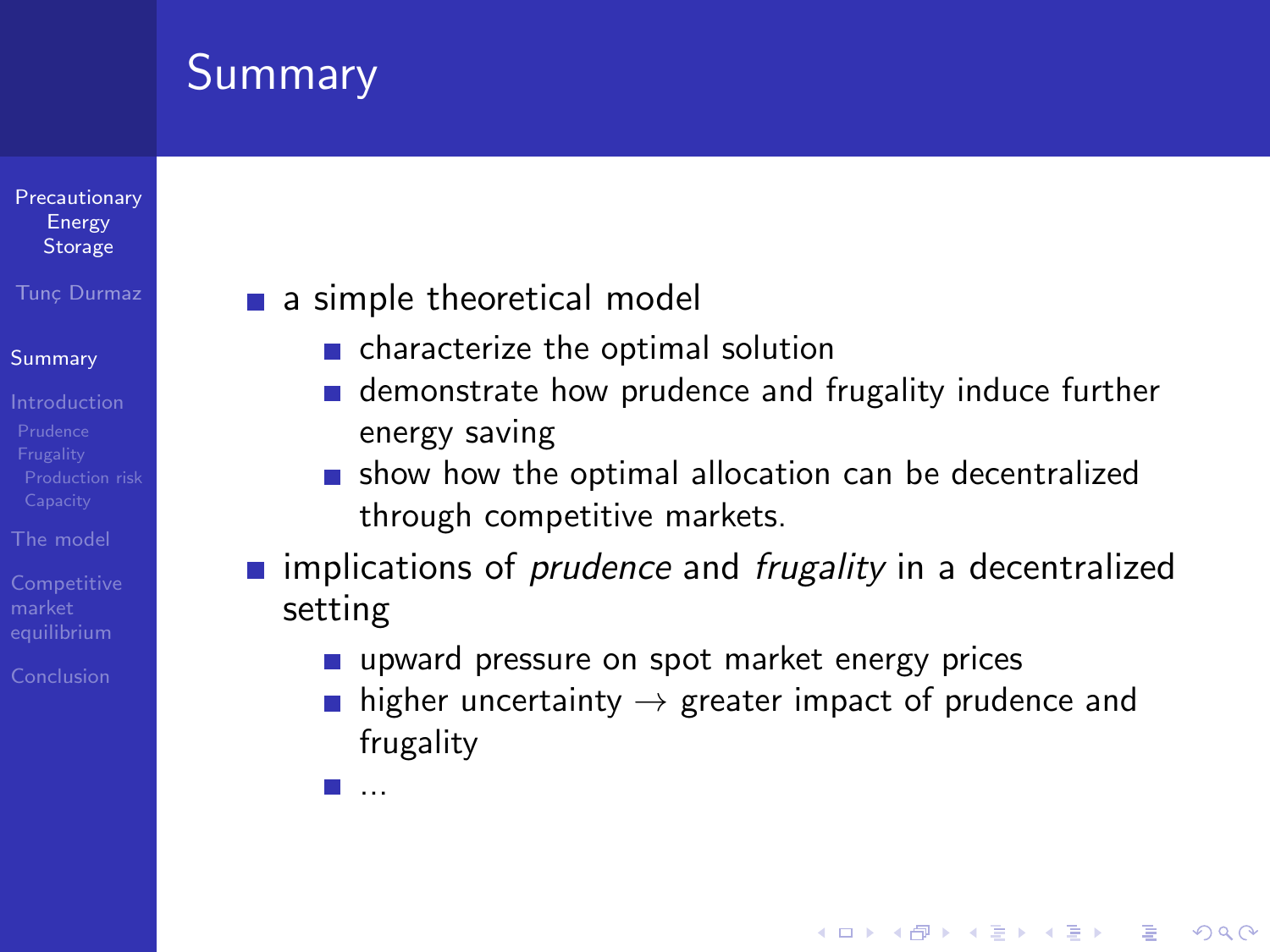# Summary

- a simple theoretical model
  - characterize the optimal solution
  - demonstrate how prudence and frugality induce further energy saving
  - show how the optimal allocation can be decentralized through competitive markets.
- implications of *prudence* and *frugality* in a decentralized setting
  - upward pressure on spot market energy prices
  - higher uncertainty $\rightarrow$ greater impact of prudence and frugality
  - ...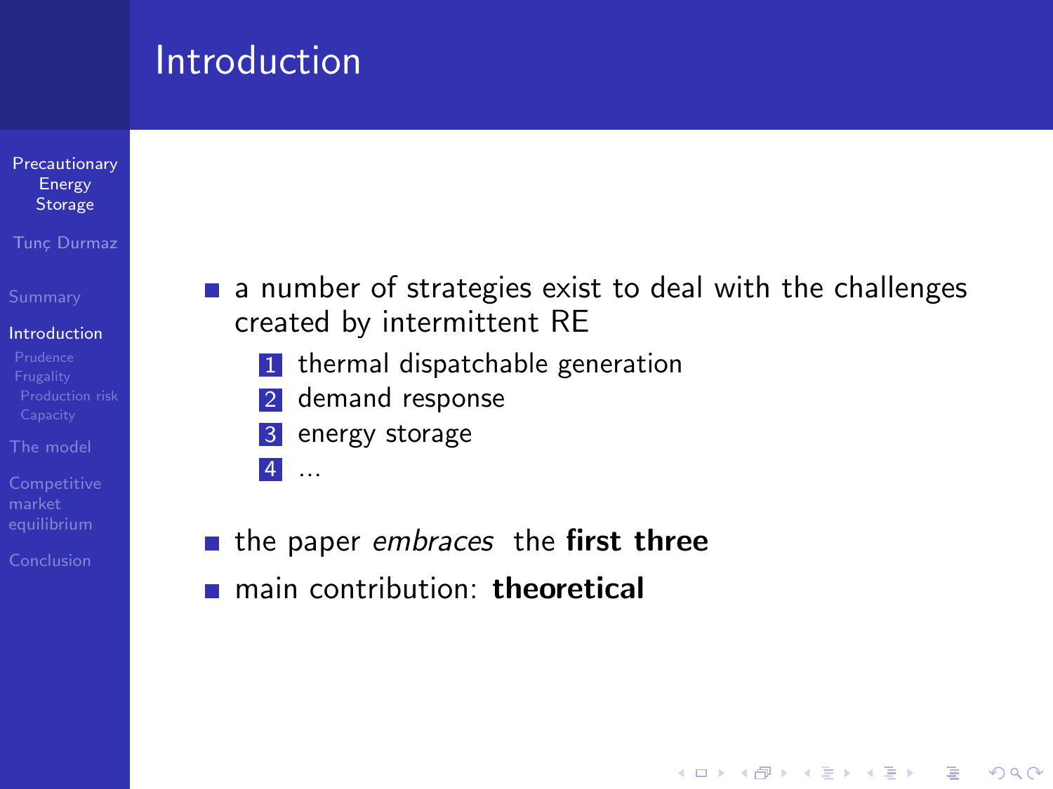# Introduction

- a number of strategies exist to deal with the challenges created by intermittent RE
  1. thermal dispatchable generation
  2. demand response
  3. energy storage
  4. ...

- the paper *embraces* the **first three**
- main contribution: **theoretical**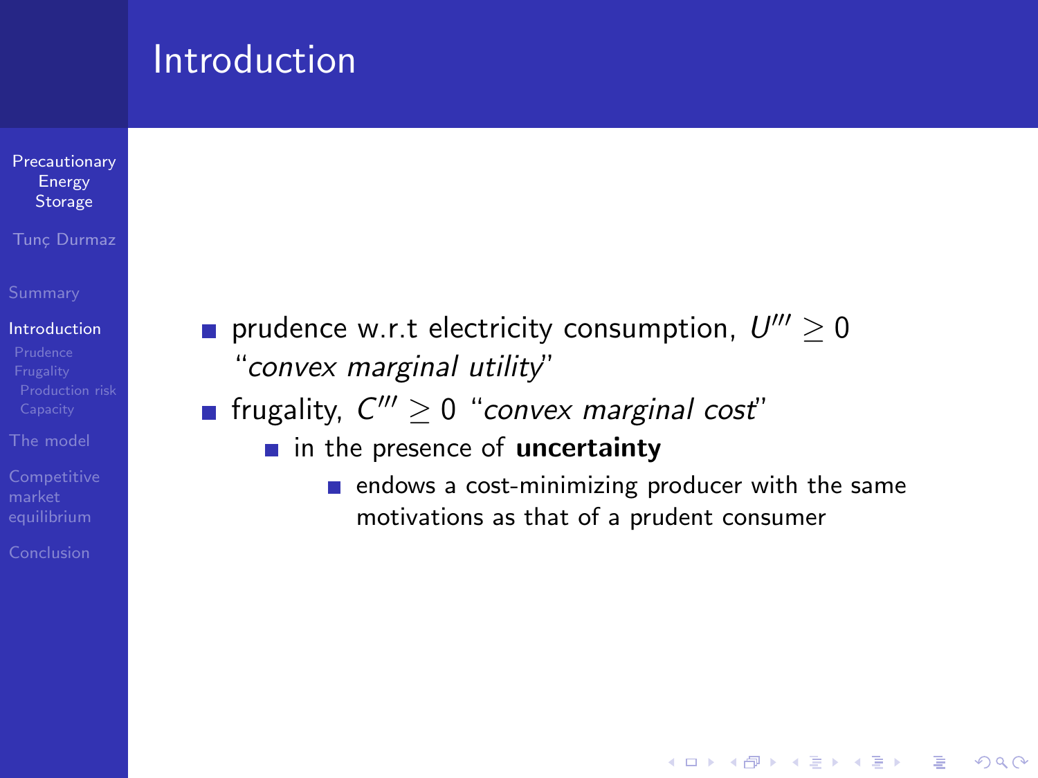# Introduction

- prudence w.r.t electricity consumption, $U''' \geq 0$ "*convex marginal utility*"
- frugality, $C''' \geq 0$ "*convex marginal cost*"
  - in the presence of **uncertainty**
    - endows a cost-minimizing producer with the same motivations as that of a prudent consumer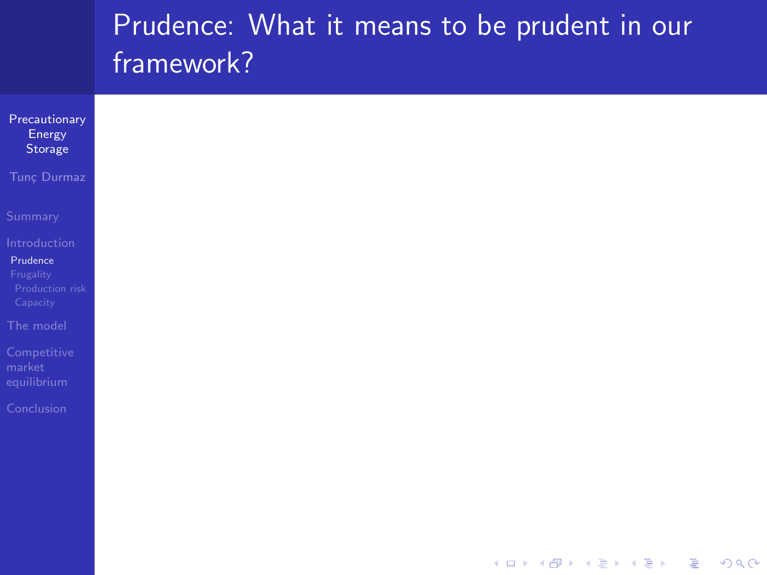# Prudence: What it means to be prudent in our framework?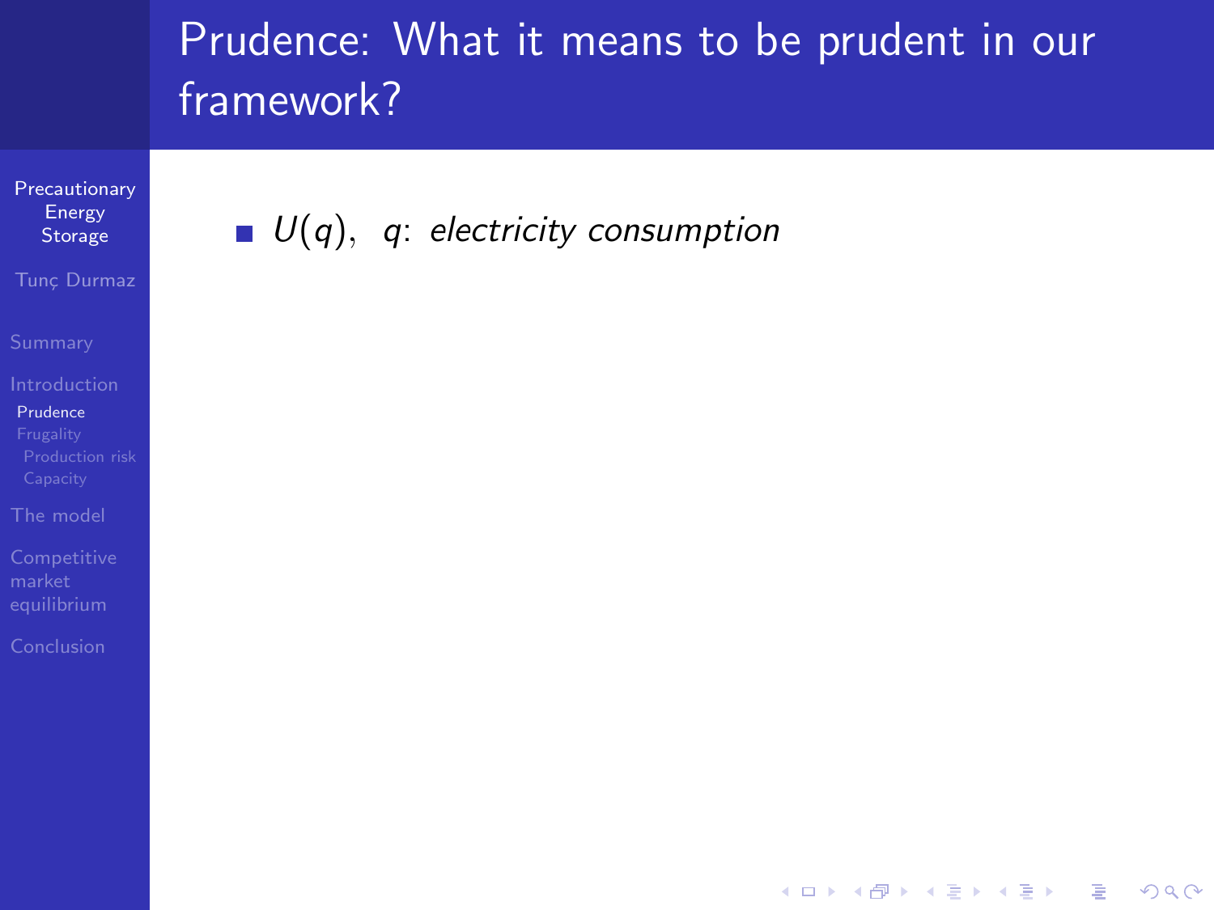# Prudence: What it means to be prudent in our framework?

- $U(q)$, $q$: *electricity consumption*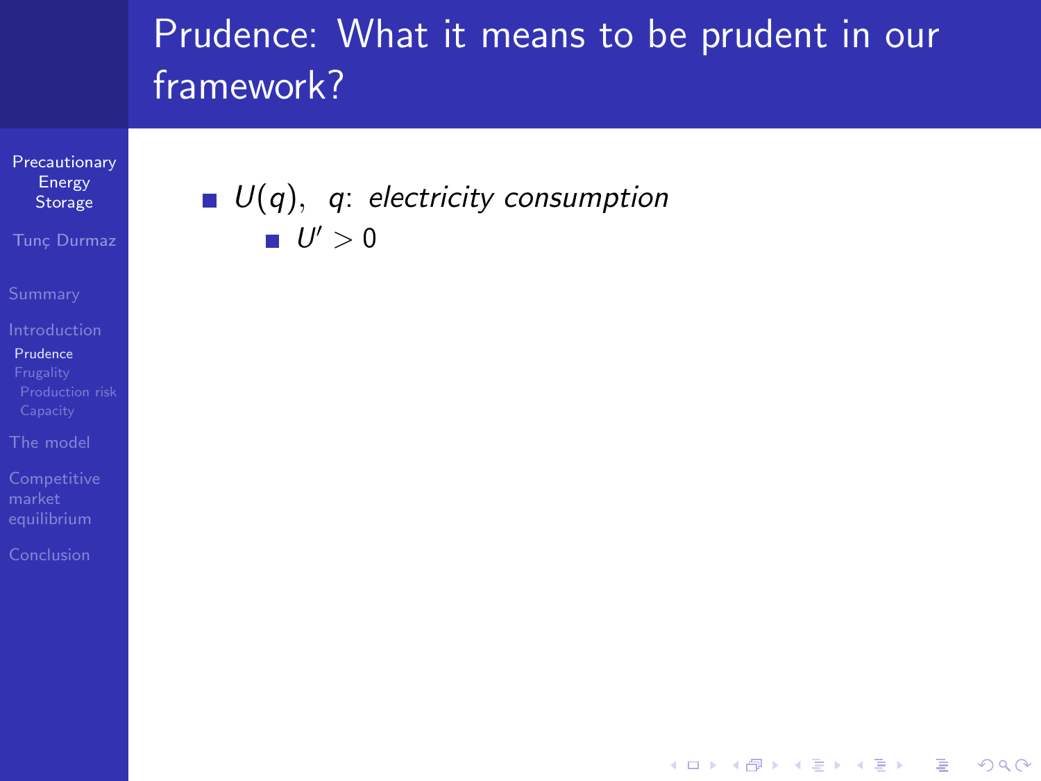# Prudence: What it means to be prudent in our framework?

- $U(q)$, $q$: *electricity consumption*
  - $U' > 0$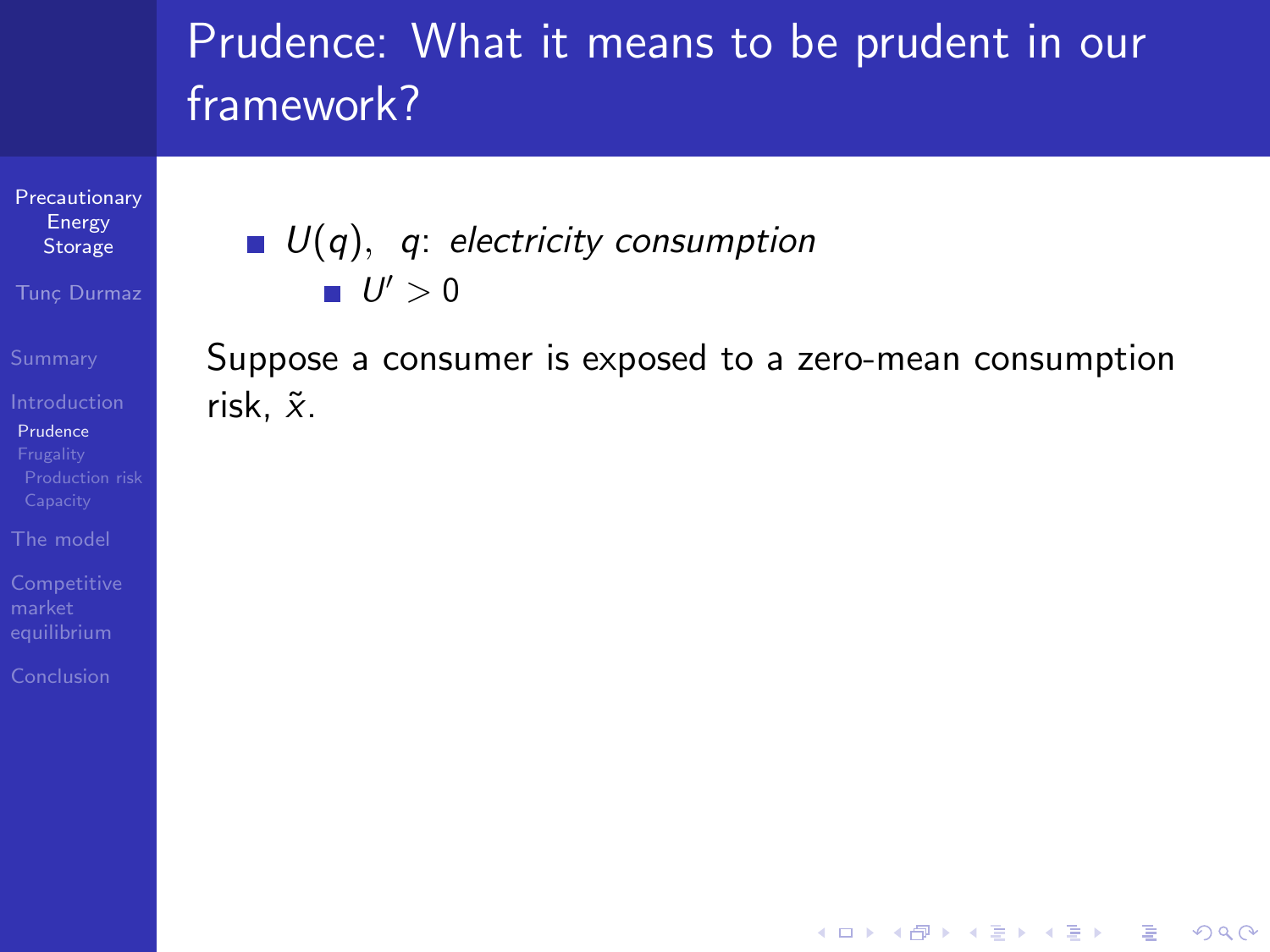# Prudence: What it means to be prudent in our framework?

- $U(q)$, $q$: *electricity consumption*
  - $U' > 0$

Suppose a consumer is exposed to a zero-mean consumption risk, $\tilde{x}$.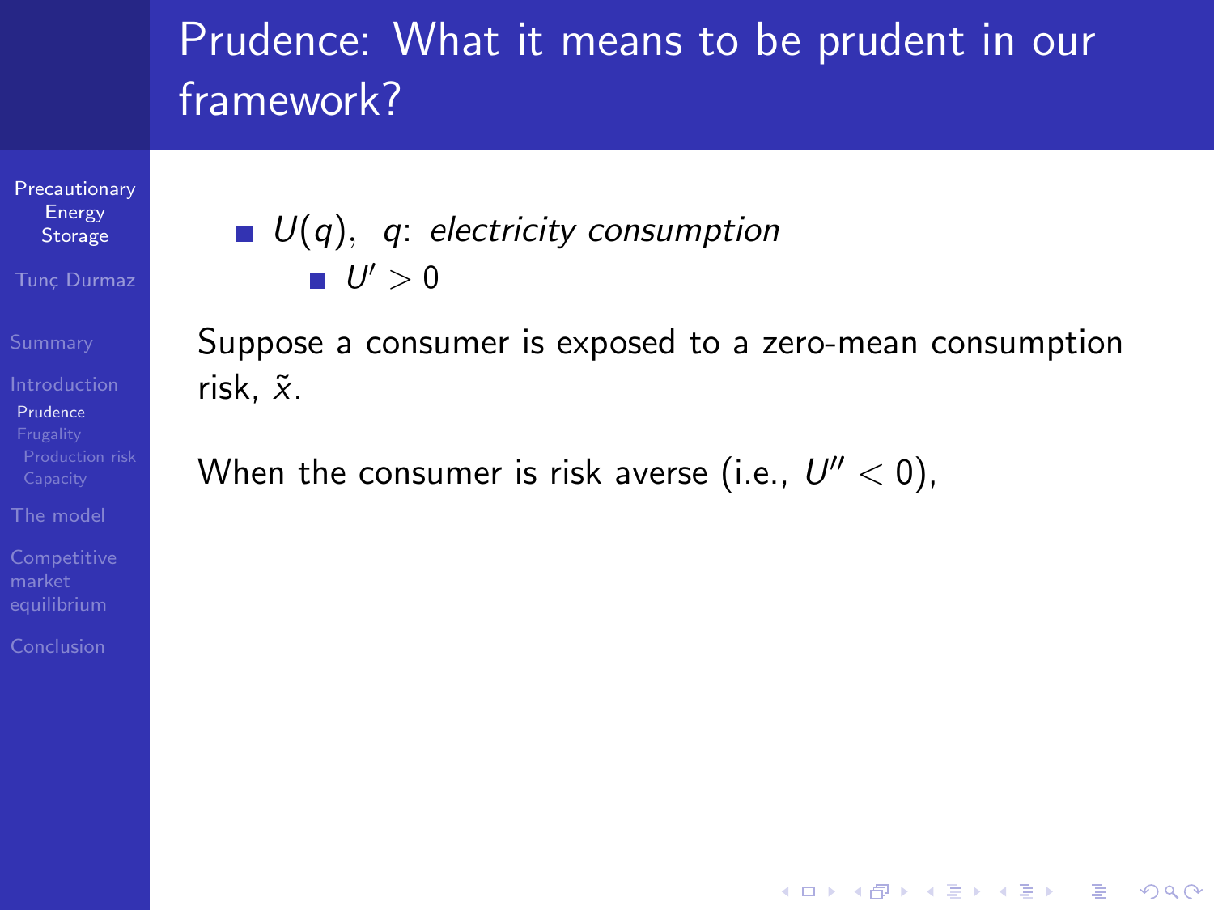# Prudence: What it means to be prudent in our framework?

- $U(q)$, $q$: *electricity consumption*
  - $U' > 0$

Suppose a consumer is exposed to a zero-mean consumption risk, $\tilde{x}$.

When the consumer is risk averse (i.e., $U'' < 0$),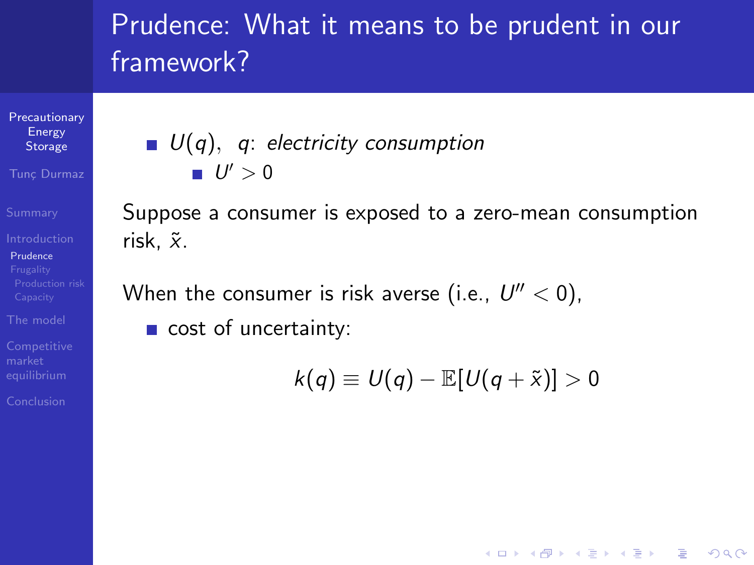# Prudence: What it means to be prudent in our framework?

- $U(q)$, *$q$: electricity consumption*
  - $U' > 0$

Suppose a consumer is exposed to a zero-mean consumption risk, $\tilde{x}$.

When the consumer is risk averse (i.e., $U'' < 0$),

- cost of uncertainty:

$$k(q) \equiv U(q) - \mathbb{E}[U(q + \tilde{x})] > 0$$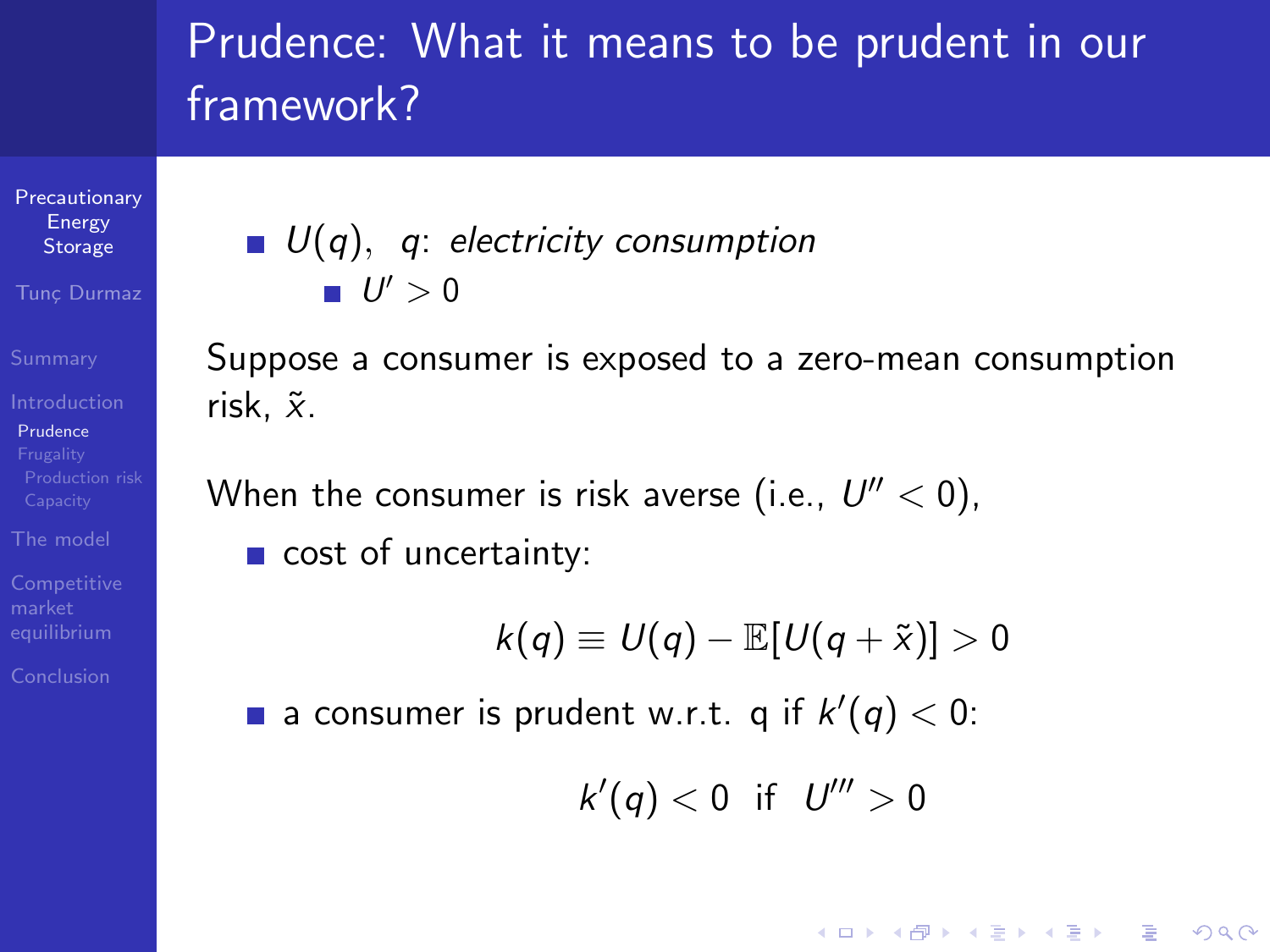# Prudence: What it means to be prudent in our framework?

- $U(q)$, $q$: *electricity consumption*
  - $U' > 0$

Suppose a consumer is exposed to a zero-mean consumption risk, $\tilde{x}$.

When the consumer is risk averse (i.e., $U'' < 0$),

- cost of uncertainty:

$$k(q) \equiv U(q) - \mathbb{E}[U(q + \tilde{x})] > 0$$

- a consumer is prudent w.r.t. q if $k'(q) < 0$:

$$k'(q) < 0 \ \text{ if } \ U''' > 0$$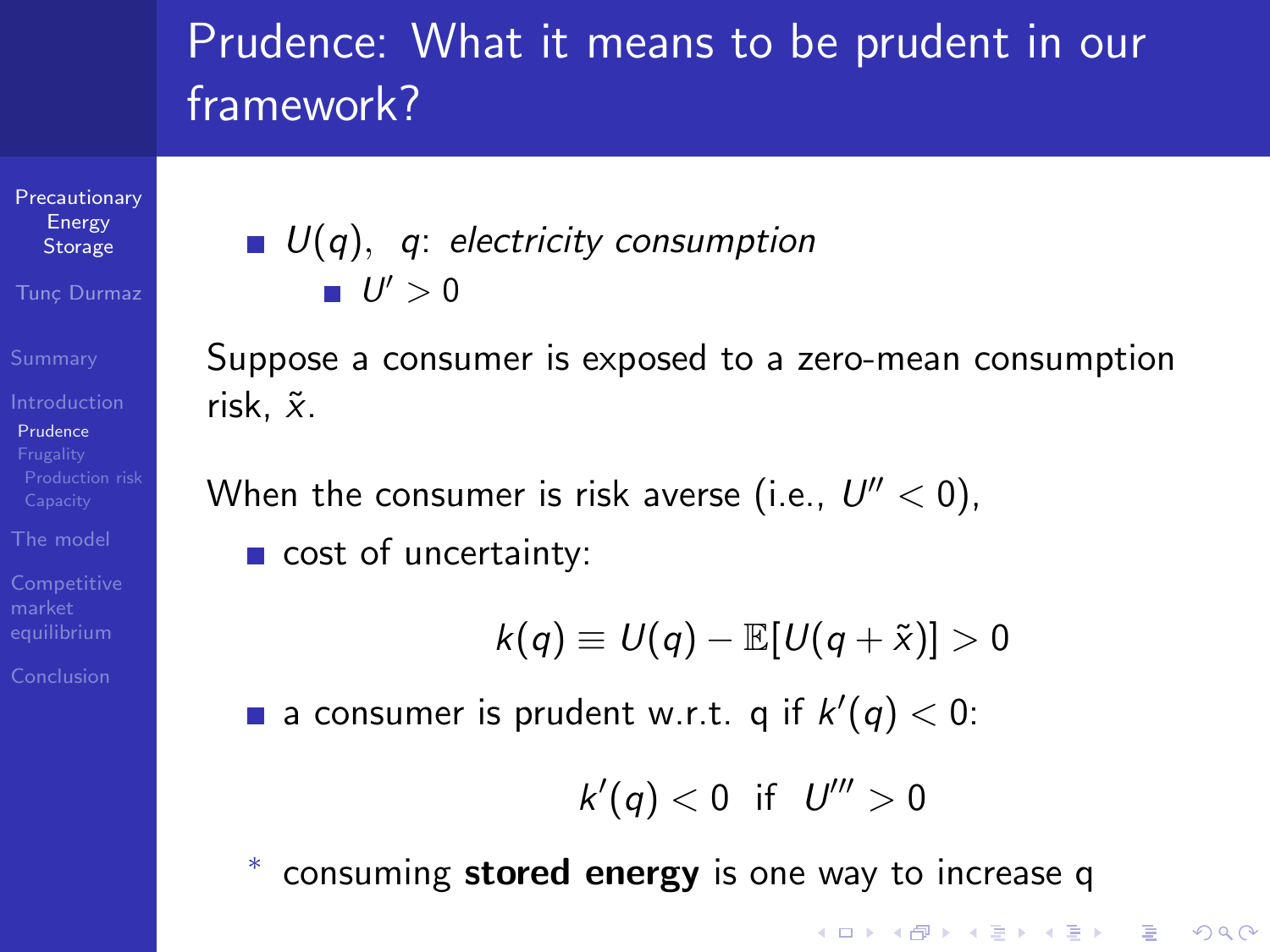# Prudence: What it means to be prudent in our framework?

- $U(q)$, *q: electricity consumption*
  - $U' > 0$

Suppose a consumer is exposed to a zero-mean consumption risk, $\tilde{x}$.

When the consumer is risk averse (i.e., $U'' < 0$),

- cost of uncertainty:

$$k(q) \equiv U(q) - \mathbb{E}[U(q + \tilde{x})] > 0$$

- a consumer is prudent w.r.t. q if $k'(q) < 0$:

$$k'(q) < 0 \quad \text{if} \quad U''' > 0$$

\* consuming **stored energy** is one way to increase q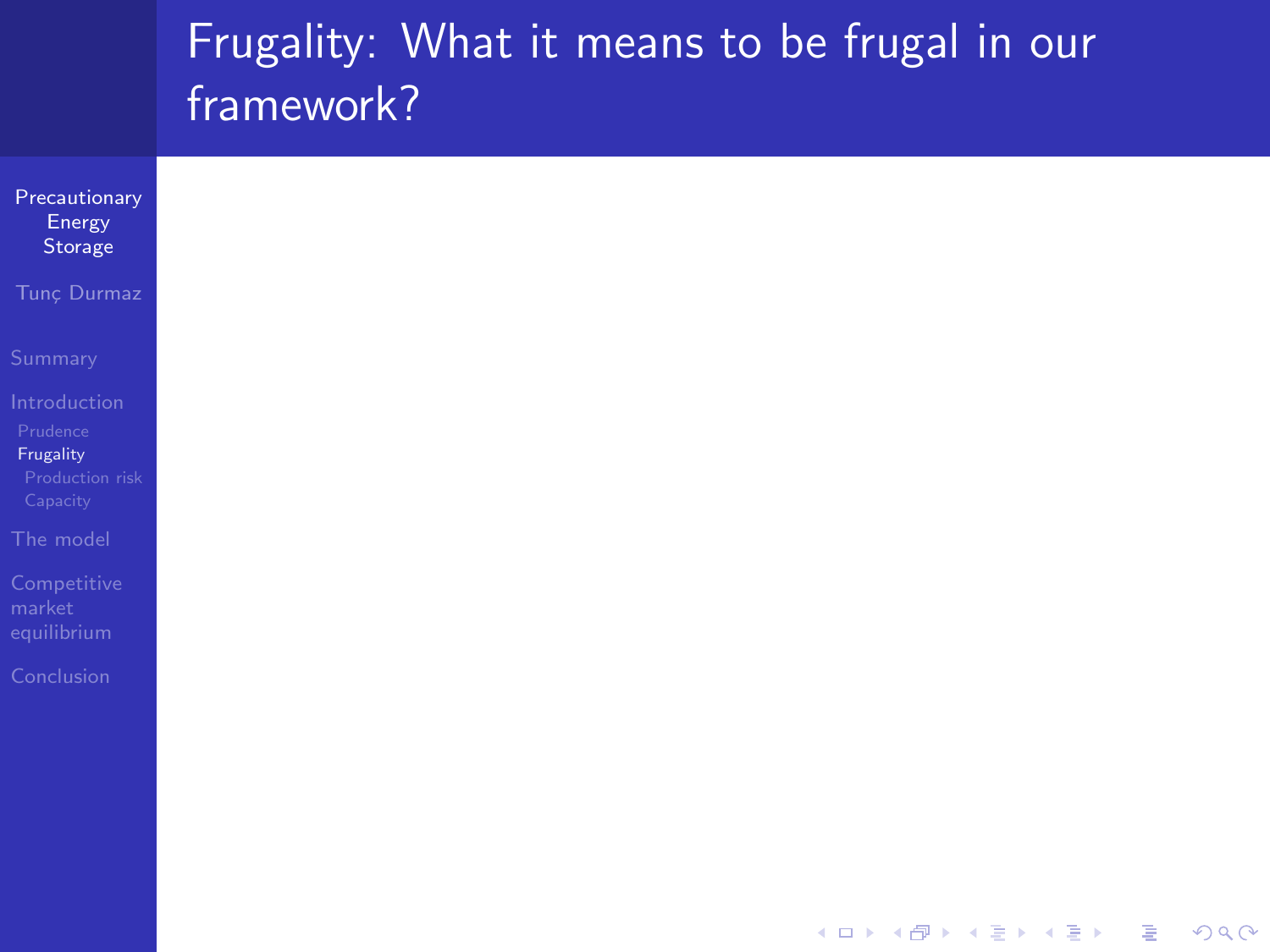# Frugality: What it means to be frugal in our framework?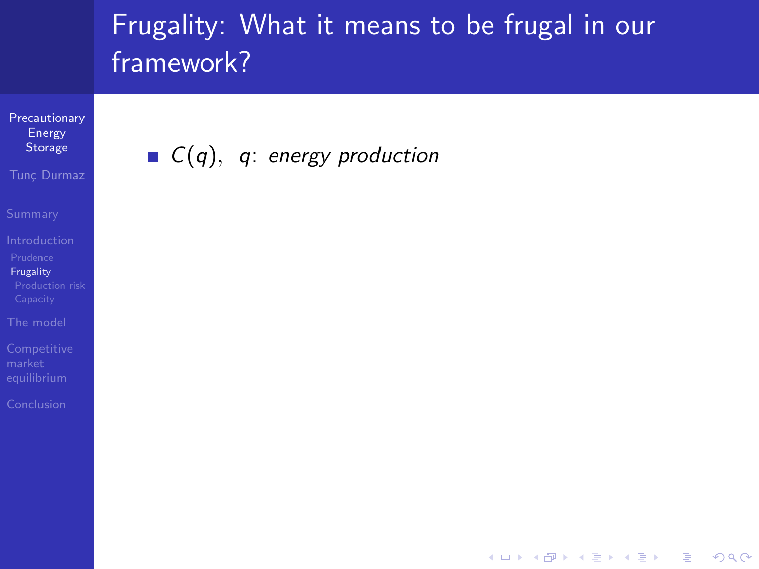# Frugality: What it means to be frugal in our framework?

- $C(q)$, $q$: *energy production*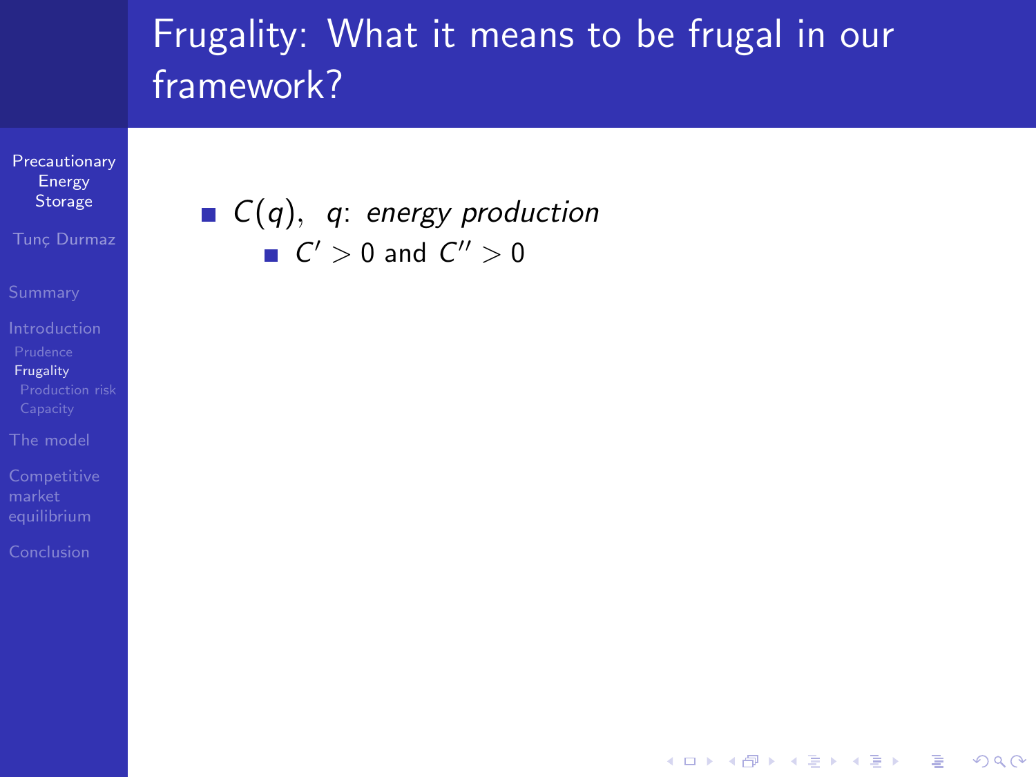# Frugality: What it means to be frugal in our framework?

- $C(q)$, $q$: *energy production*
  - $C' > 0$ and $C'' > 0$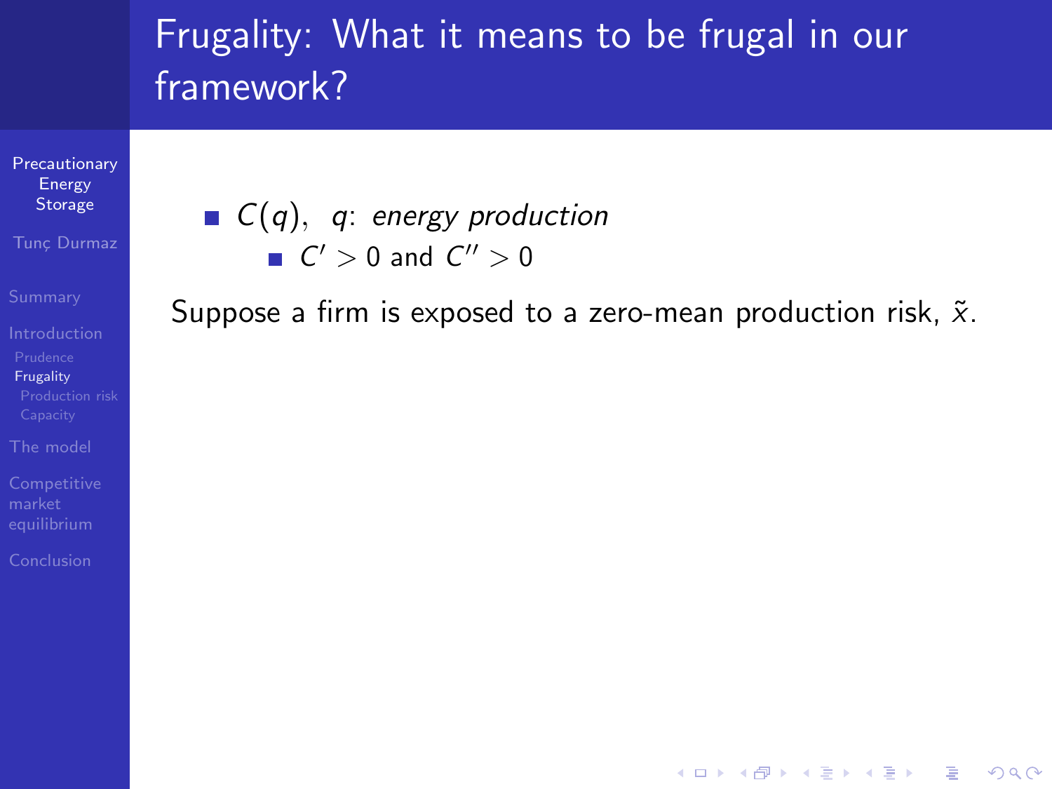# Frugality: What it means to be frugal in our framework?

- $C(q)$, $q$: *energy production*
  - $C' > 0$ and $C'' > 0$

Suppose a firm is exposed to a zero-mean production risk, $\tilde{x}$.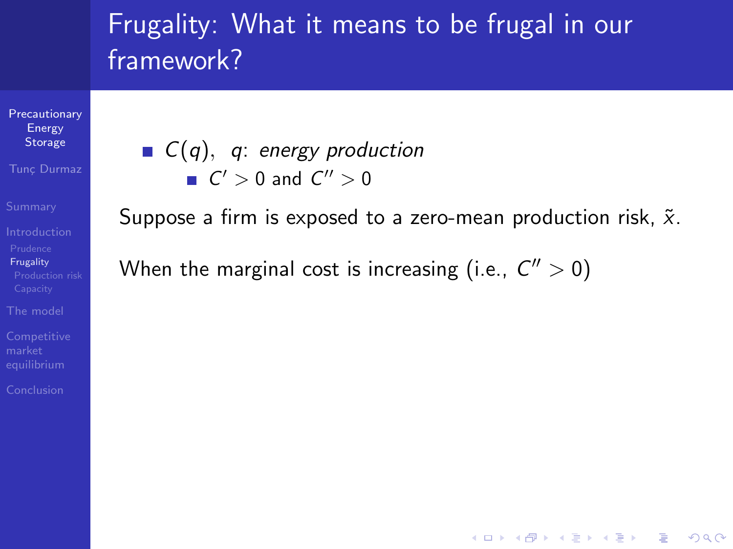# Frugality: What it means to be frugal in our framework?

- $C(q)$, $q$: *energy production*
  - $C' > 0$ and $C'' > 0$

Suppose a firm is exposed to a zero-mean production risk, $\tilde{x}$.

When the marginal cost is increasing (i.e., $C'' > 0$)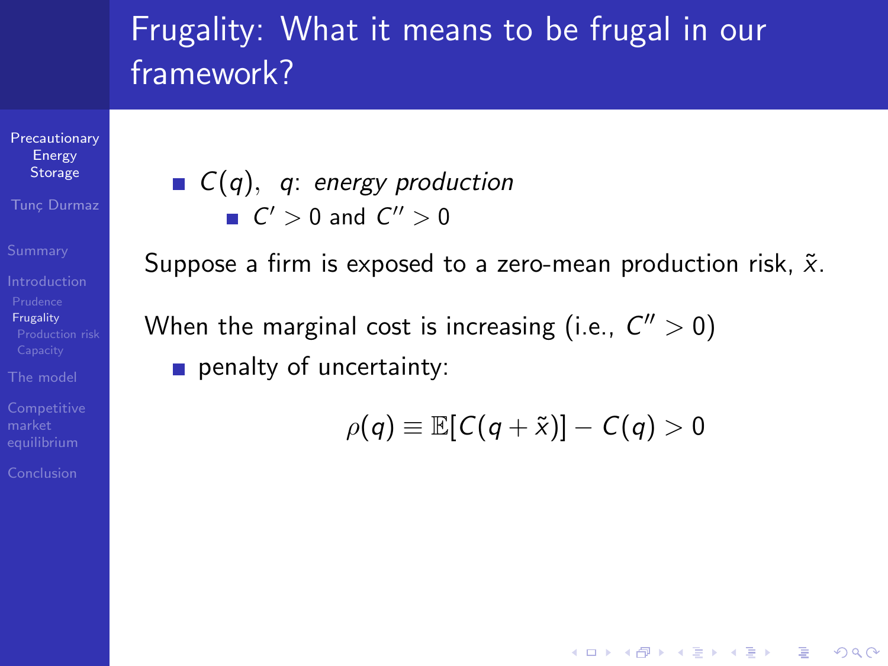# Frugality: What it means to be frugal in our framework?

- $C(q)$, $q$: *energy production*
  - $C' > 0$ and $C'' > 0$

Suppose a firm is exposed to a zero-mean production risk, $\tilde{x}$.

When the marginal cost is increasing (i.e., $C'' > 0$)

- penalty of uncertainty:

$$\rho(q) \equiv \mathbb{E}[C(q + \tilde{x})] - C(q) > 0$$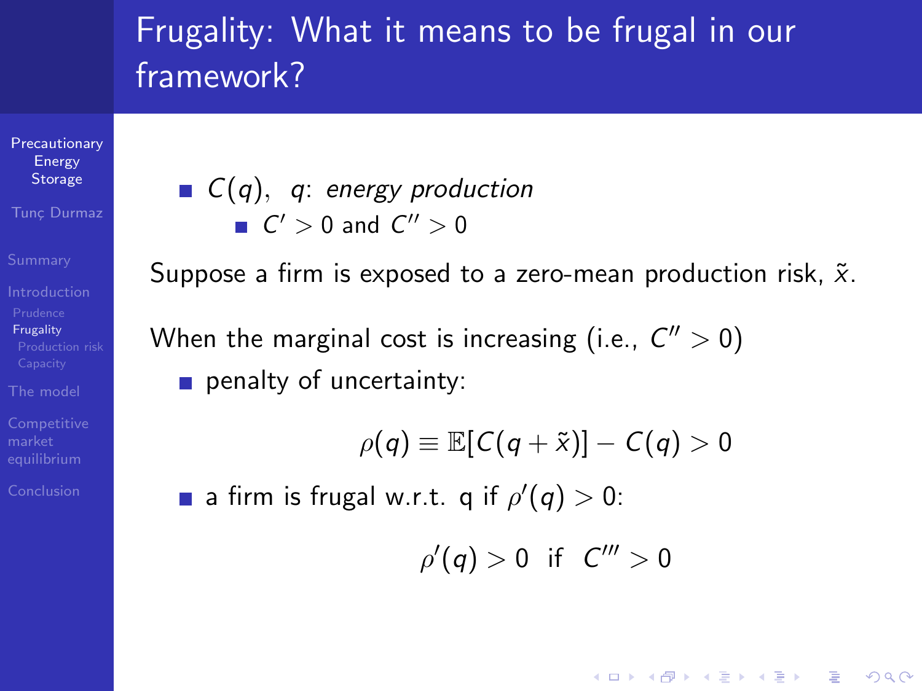# Frugality: What it means to be frugal in our framework?

- $C(q)$, $q$: *energy production*
  - $C' > 0$ and $C'' > 0$

Suppose a firm is exposed to a zero-mean production risk, $\tilde{x}$.

When the marginal cost is increasing (i.e., $C'' > 0$)

- penalty of uncertainty:

$$\rho(q) \equiv \mathbb{E}[C(q + \tilde{x})] - C(q) > 0$$

- a firm is frugal w.r.t. q if $\rho'(q) > 0$:

$$\rho'(q) > 0 \quad \text{if} \quad C''' > 0$$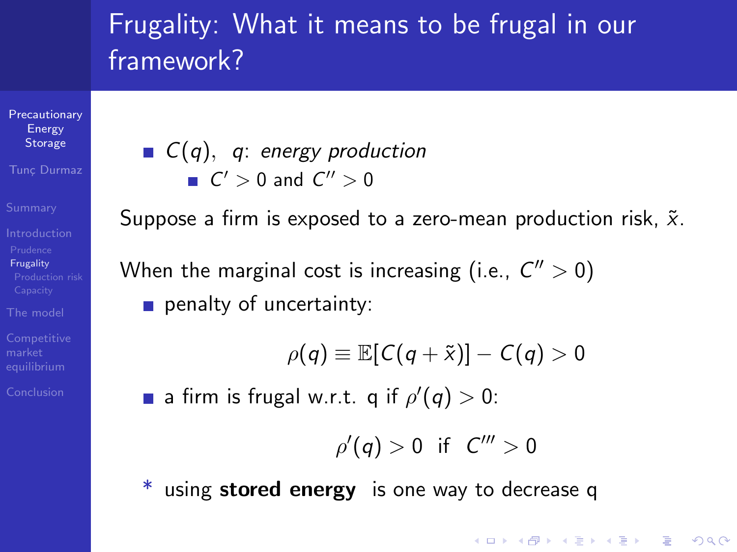# Frugality: What it means to be frugal in our framework?

- $C(q)$, $q$: *energy production*
  - $C' > 0$ and $C'' > 0$

Suppose a firm is exposed to a zero-mean production risk, $\tilde{x}$.

When the marginal cost is increasing (i.e., $C'' > 0$)

- penalty of uncertainty:

$$\rho(q) \equiv \mathbb{E}[C(q + \tilde{x})] - C(q) > 0$$

- a firm is frugal w.r.t. q if $\rho'(q) > 0$:

$$\rho'(q) > 0 \;\; \text{if} \;\; C''' > 0$$

\* using **stored energy** is one way to decrease q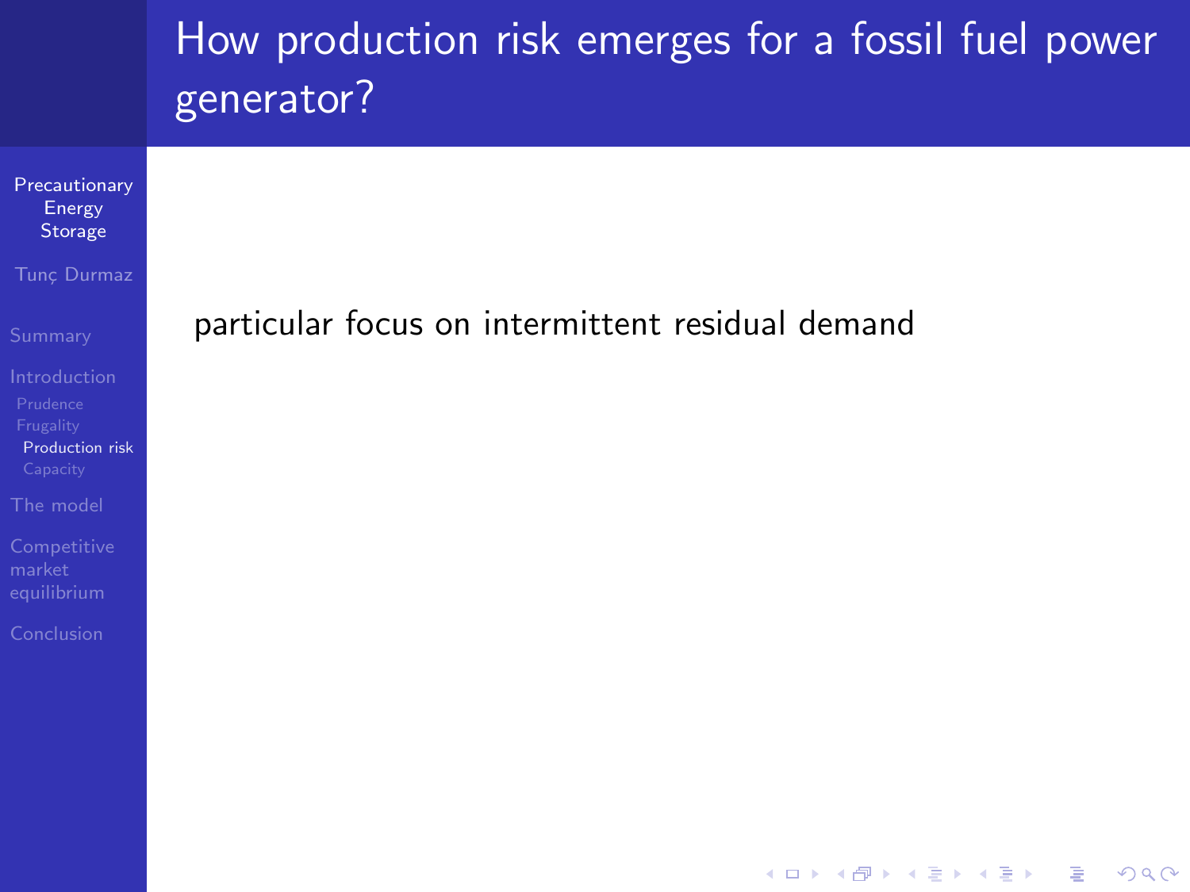# How production risk emerges for a fossil fuel power generator?

particular focus on intermittent residual demand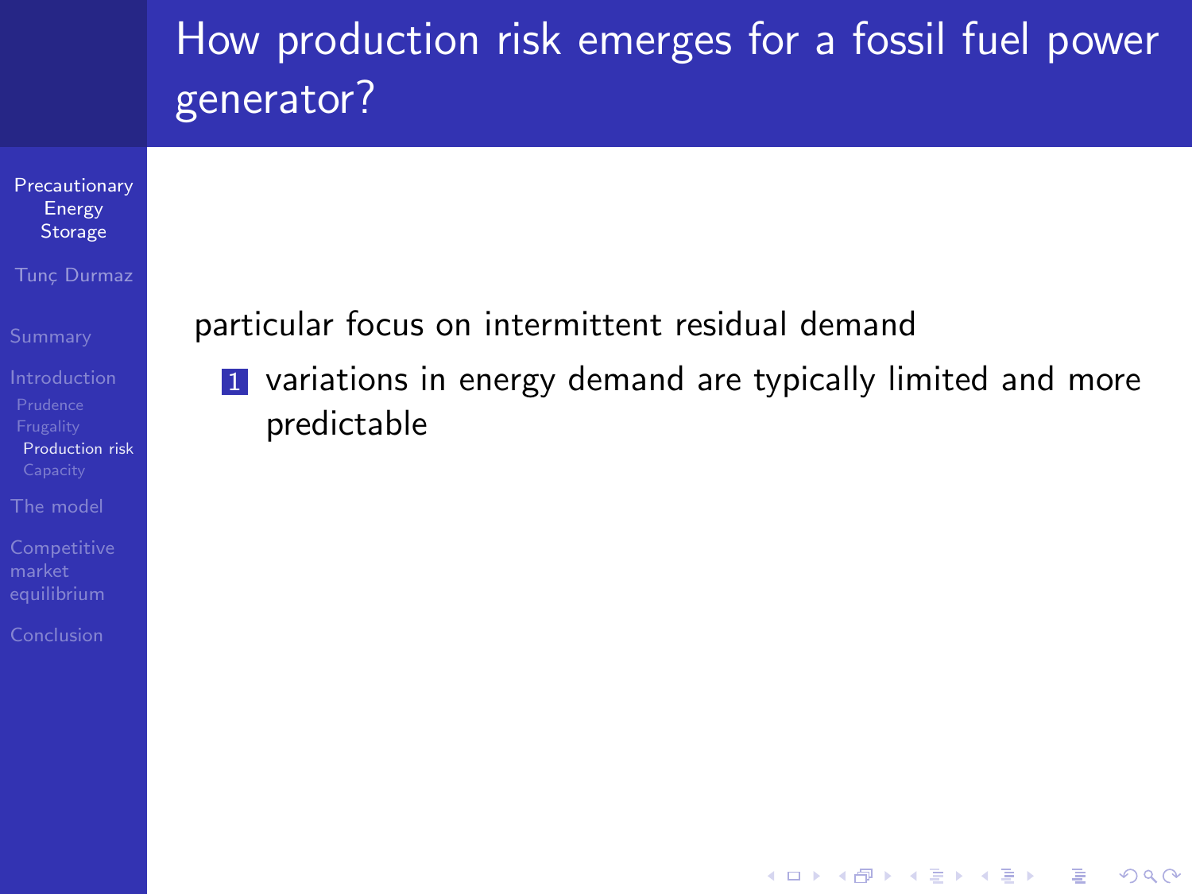# How production risk emerges for a fossil fuel power generator?

particular focus on intermittent residual demand

1. variations in energy demand are typically limited and more predictable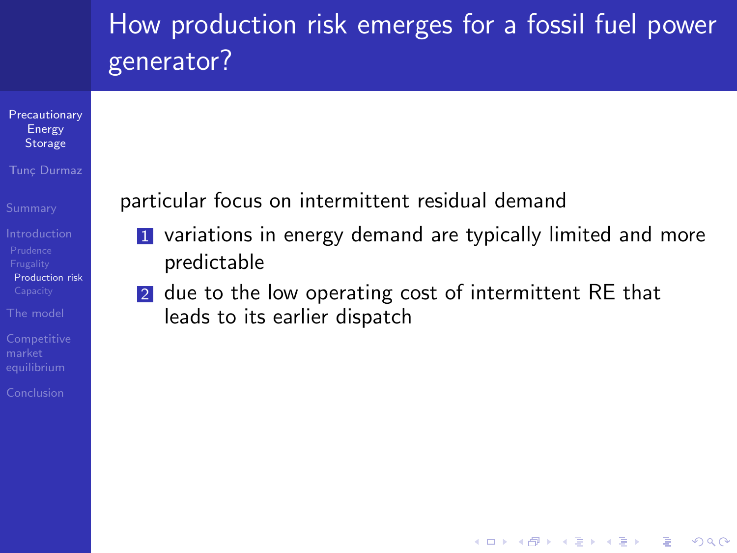# How production risk emerges for a fossil fuel power generator?

particular focus on intermittent residual demand

1. variations in energy demand are typically limited and more predictable
2. due to the low operating cost of intermittent RE that leads to its earlier dispatch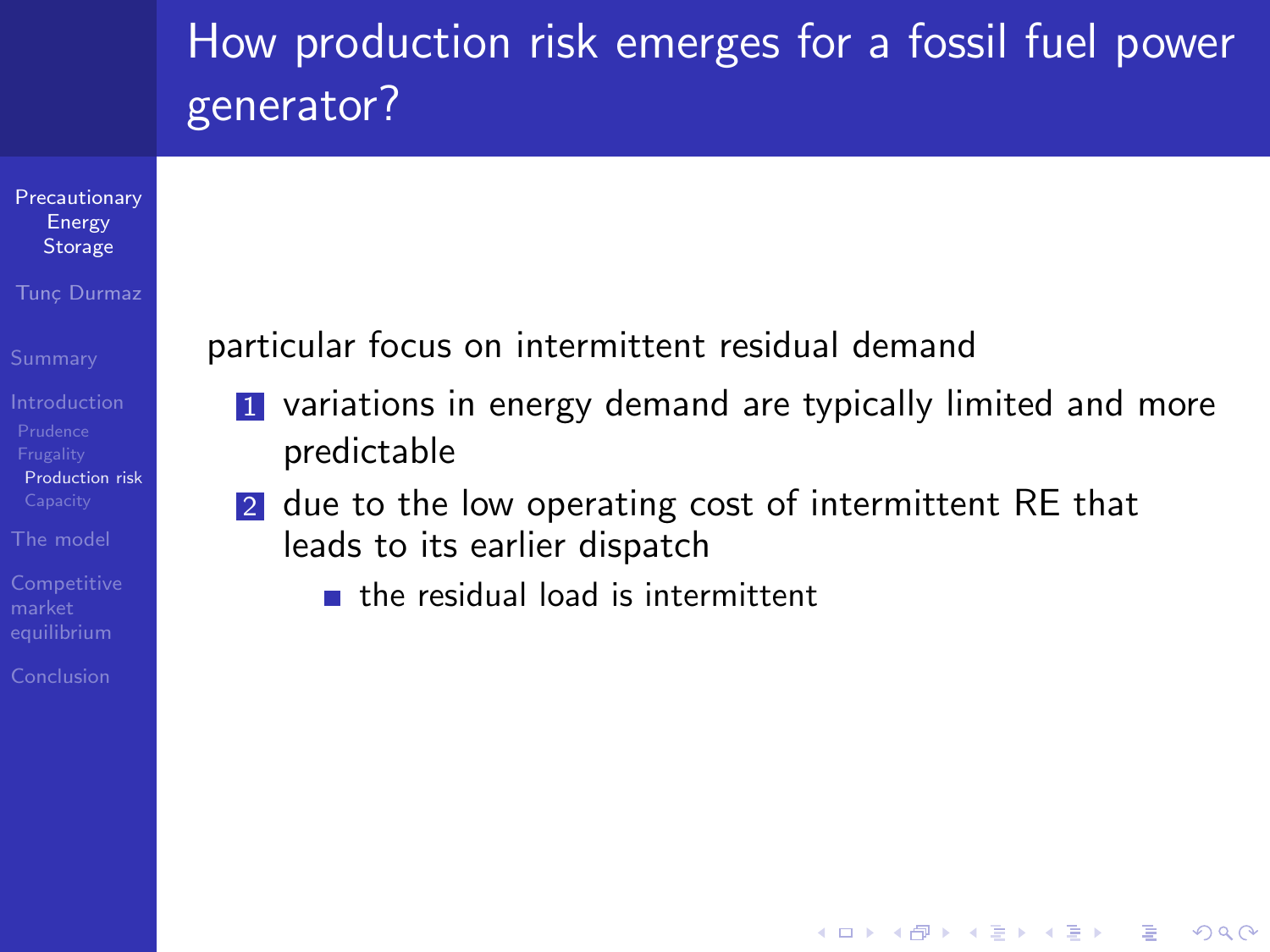# How production risk emerges for a fossil fuel power generator?

particular focus on intermittent residual demand

1. variations in energy demand are typically limited and more predictable
2. due to the low operating cost of intermittent RE that leads to its earlier dispatch
   - the residual load is intermittent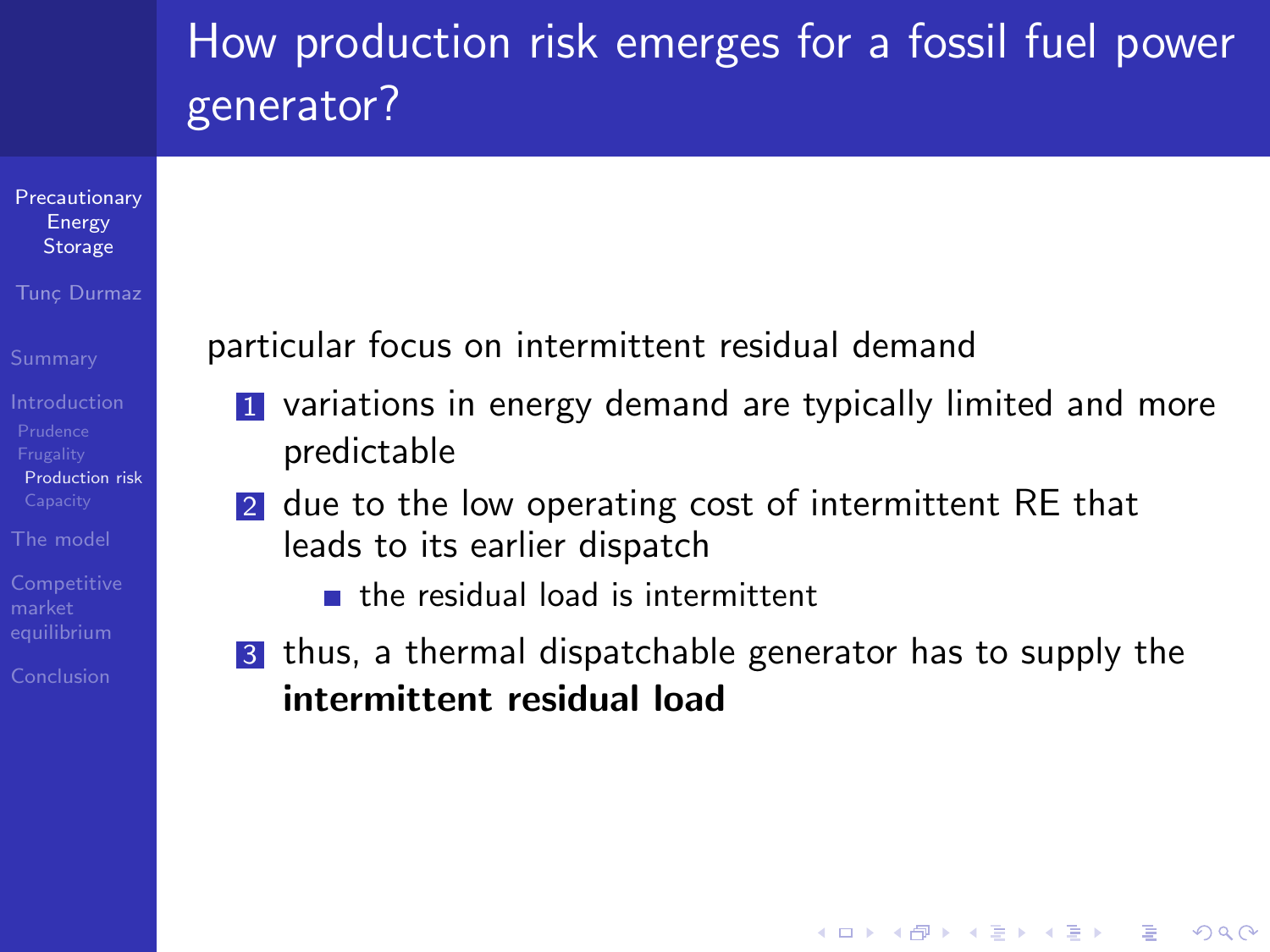# How production risk emerges for a fossil fuel power generator?

particular focus on intermittent residual demand

1. variations in energy demand are typically limited and more predictable
2. due to the low operating cost of intermittent RE that leads to its earlier dispatch
   - the residual load is intermittent
3. thus, a thermal dispatchable generator has to supply the **intermittent residual load**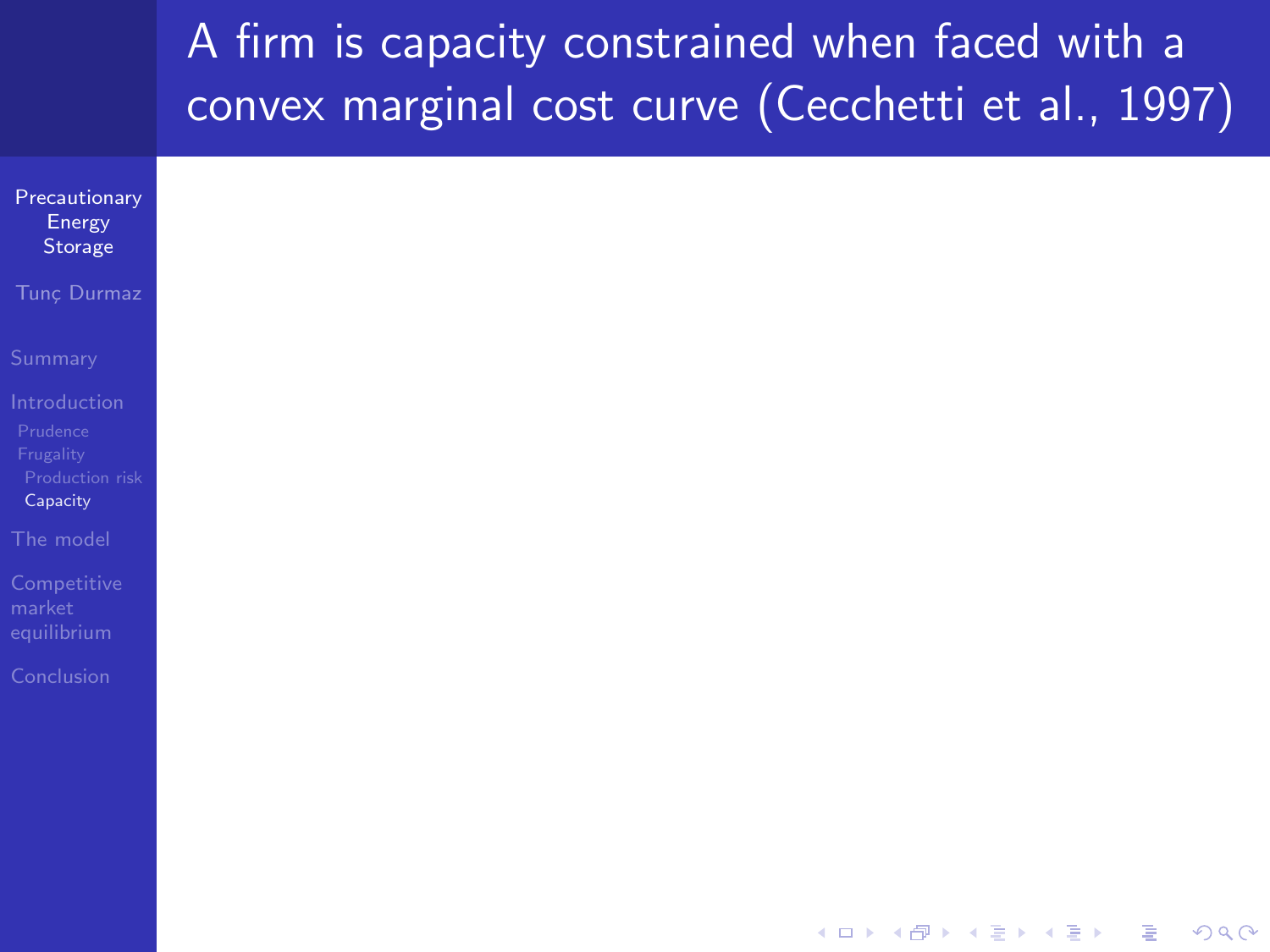# A firm is capacity constrained when faced with a convex marginal cost curve (Cecchetti et al., 1997)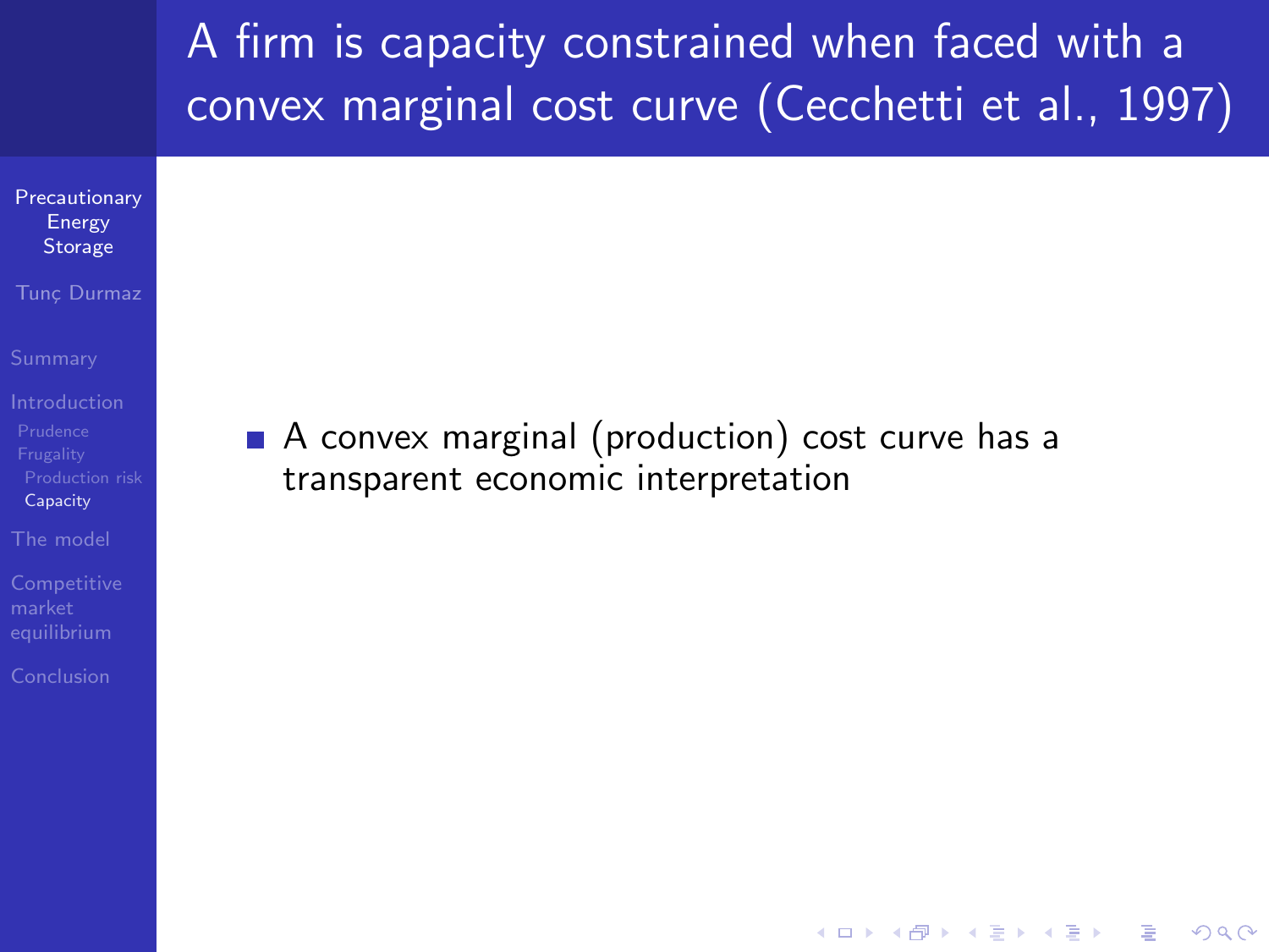# A firm is capacity constrained when faced with a convex marginal cost curve (Cecchetti et al., 1997)

- A convex marginal (production) cost curve has a transparent economic interpretation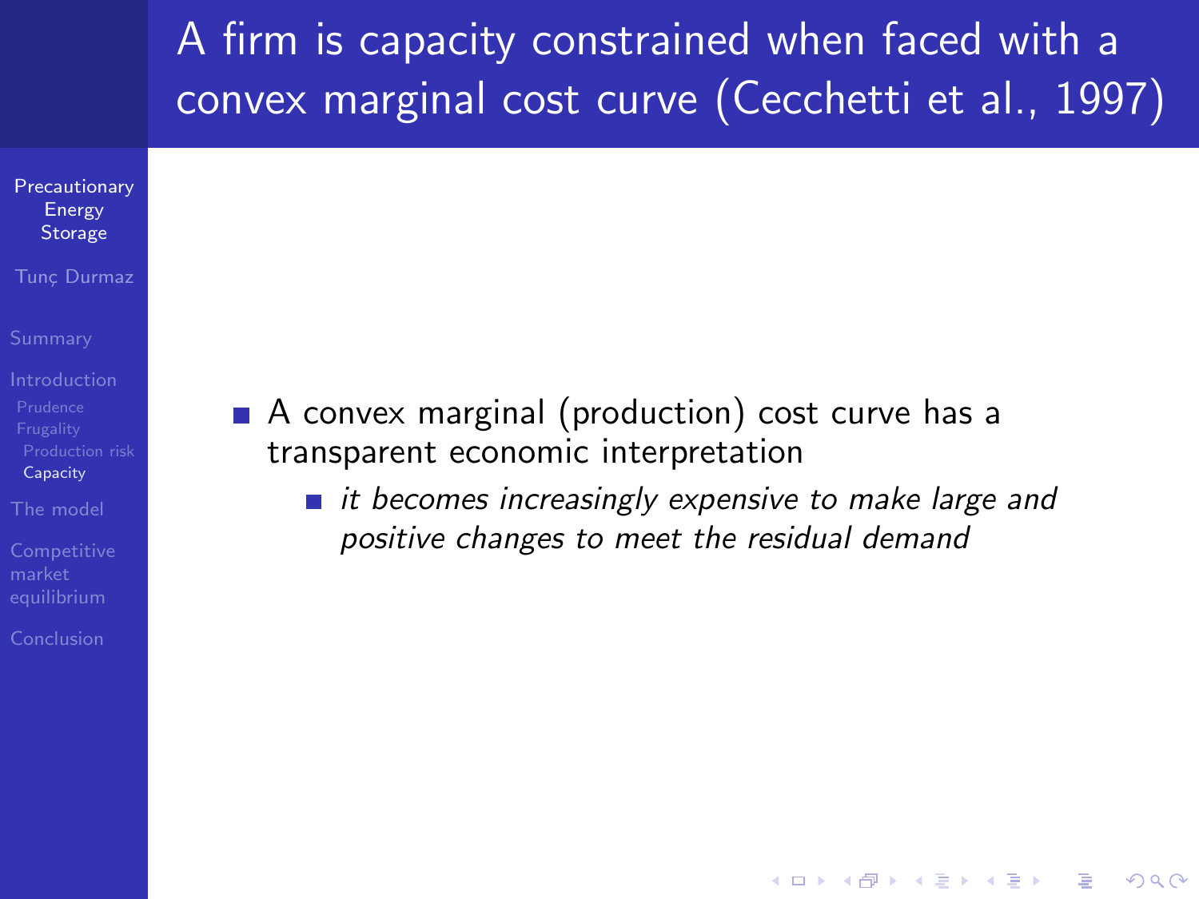# A firm is capacity constrained when faced with a convex marginal cost curve (Cecchetti et al., 1997)

- A convex marginal (production) cost curve has a transparent economic interpretation
  - *it becomes increasingly expensive to make large and positive changes to meet the residual demand*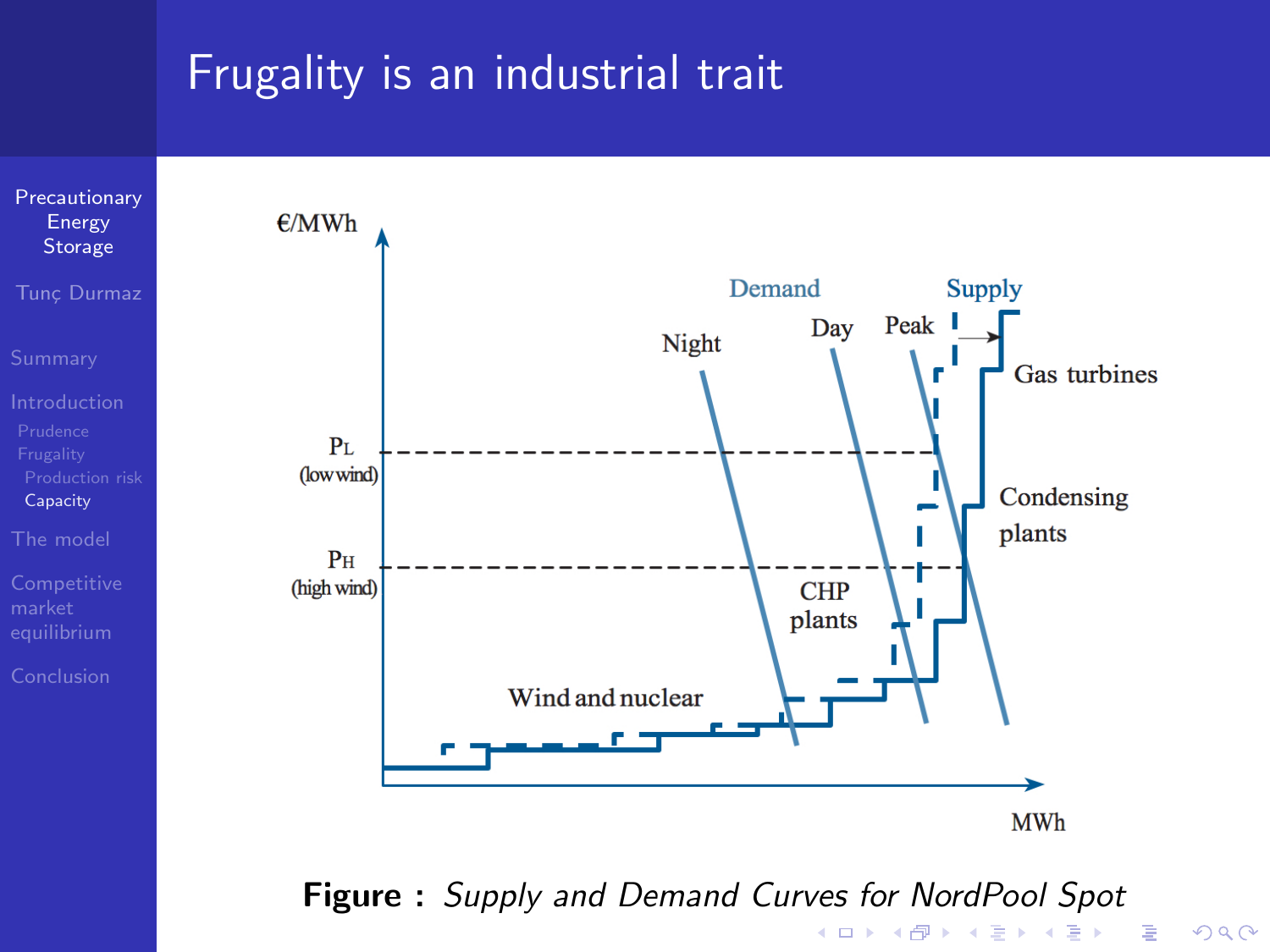# Frugality is an industrial trait

**Figure :** *Supply and Demand Curves for NordPool Spot*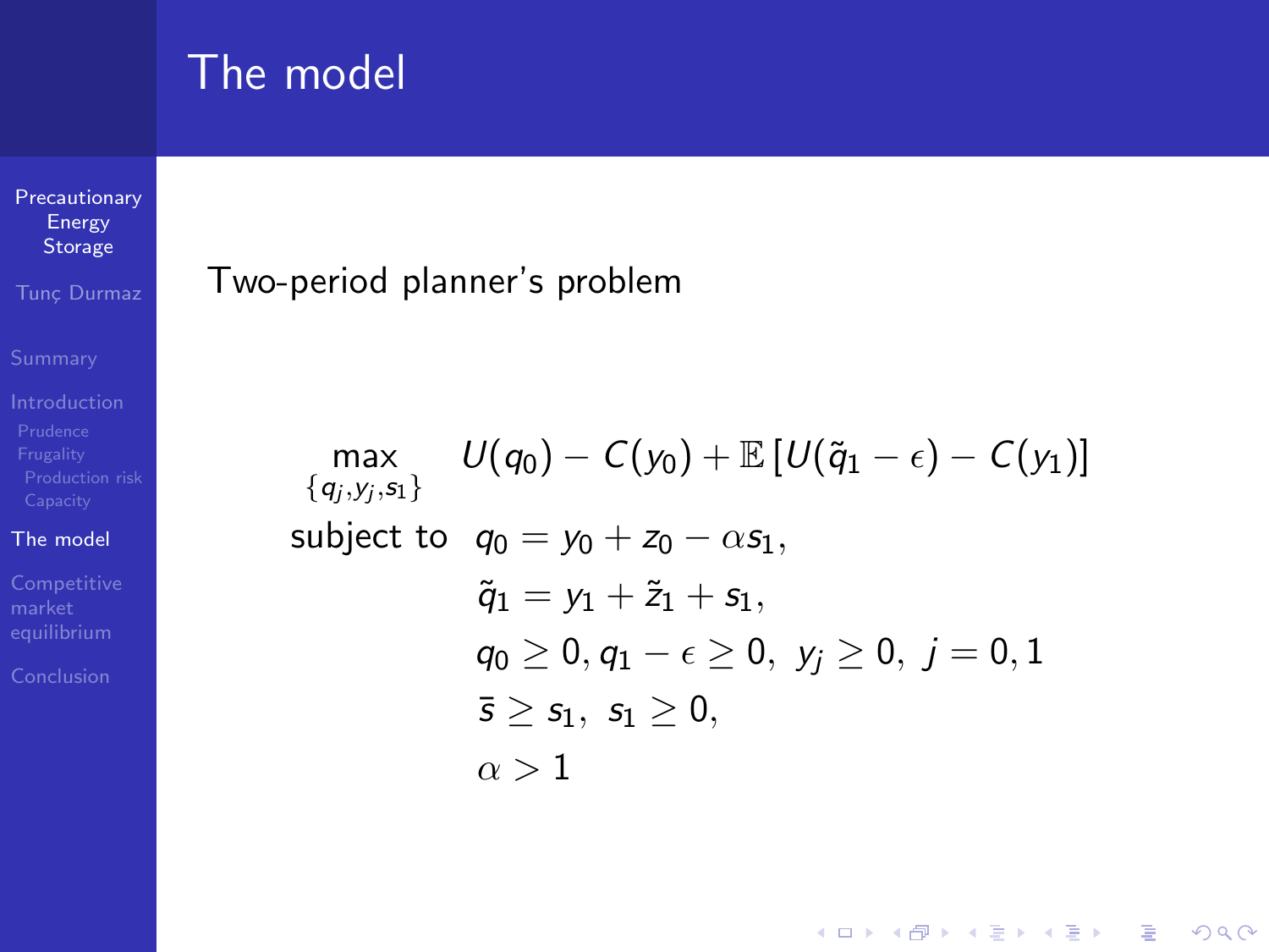# The model

Two-period planner's problem

$$
\begin{aligned}
\max_{\{q_j, y_j, s_1\}} \quad & U(q_0) - C(y_0) + \mathbb{E}\left[U(\tilde{q}_1 - \epsilon) - C(y_1)\right] \\
\text{subject to} \quad & q_0 = y_0 + z_0 - \alpha s_1, \\
& \tilde{q}_1 = y_1 + \tilde{z}_1 + s_1, \\
& q_0 \geq 0, q_1 - \epsilon \geq 0, \; y_j \geq 0, \; j = 0, 1 \\
& \bar{s} \geq s_1, \; s_1 \geq 0, \\
& \alpha > 1
\end{aligned}
$$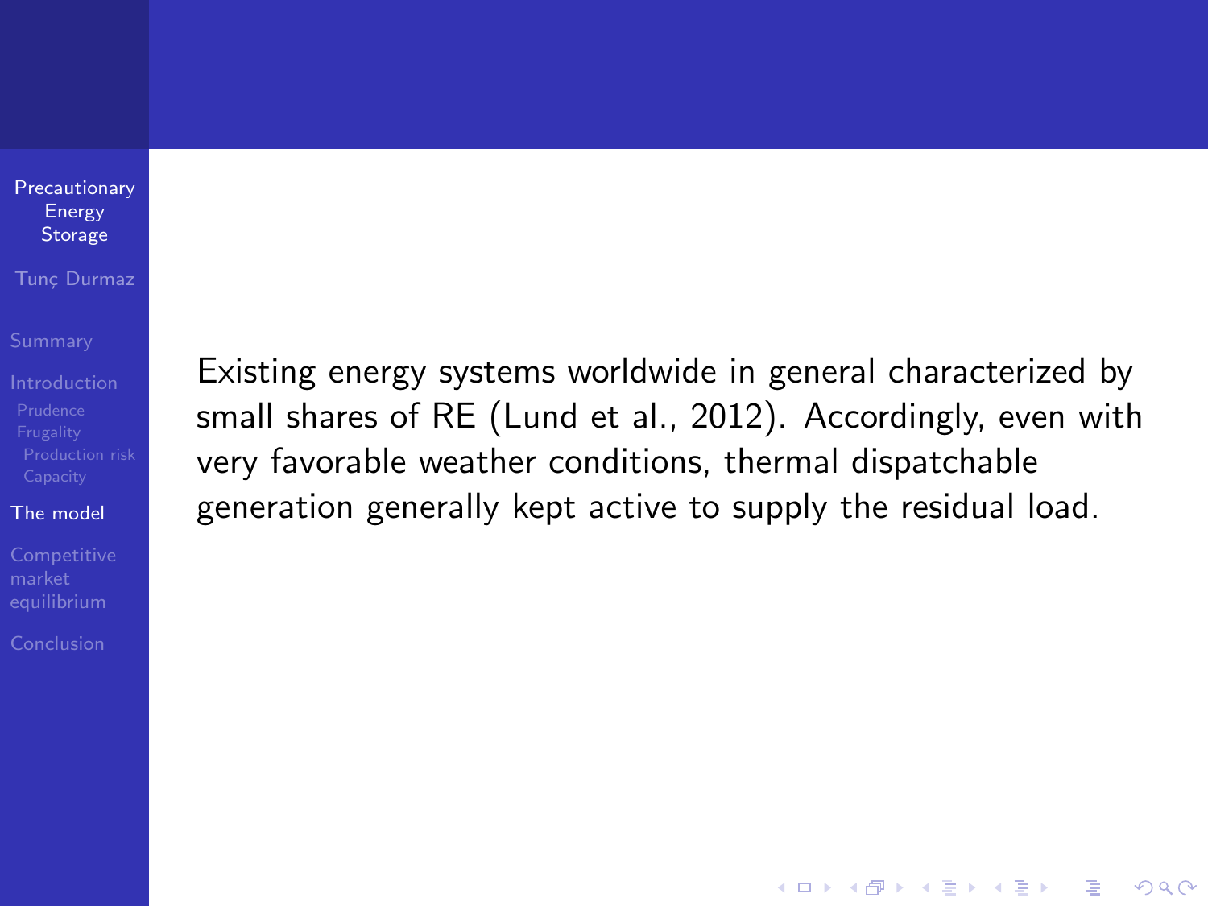Existing energy systems worldwide in general characterized by small shares of RE (Lund et al., 2012). Accordingly, even with very favorable weather conditions, thermal dispatchable generation generally kept active to supply the residual load.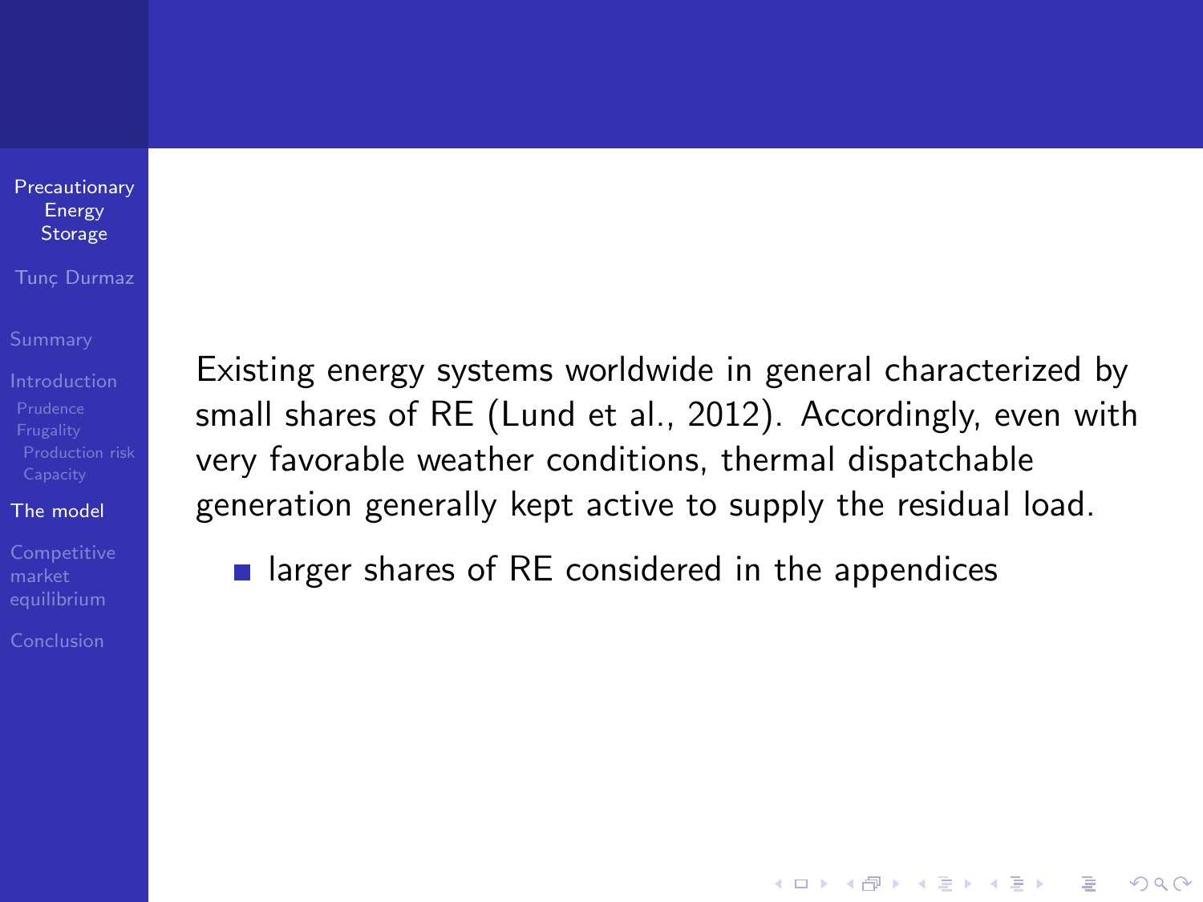Existing energy systems worldwide in general characterized by small shares of RE (Lund et al., 2012). Accordingly, even with very favorable weather conditions, thermal dispatchable generation generally kept active to supply the residual load.

- larger shares of RE considered in the appendices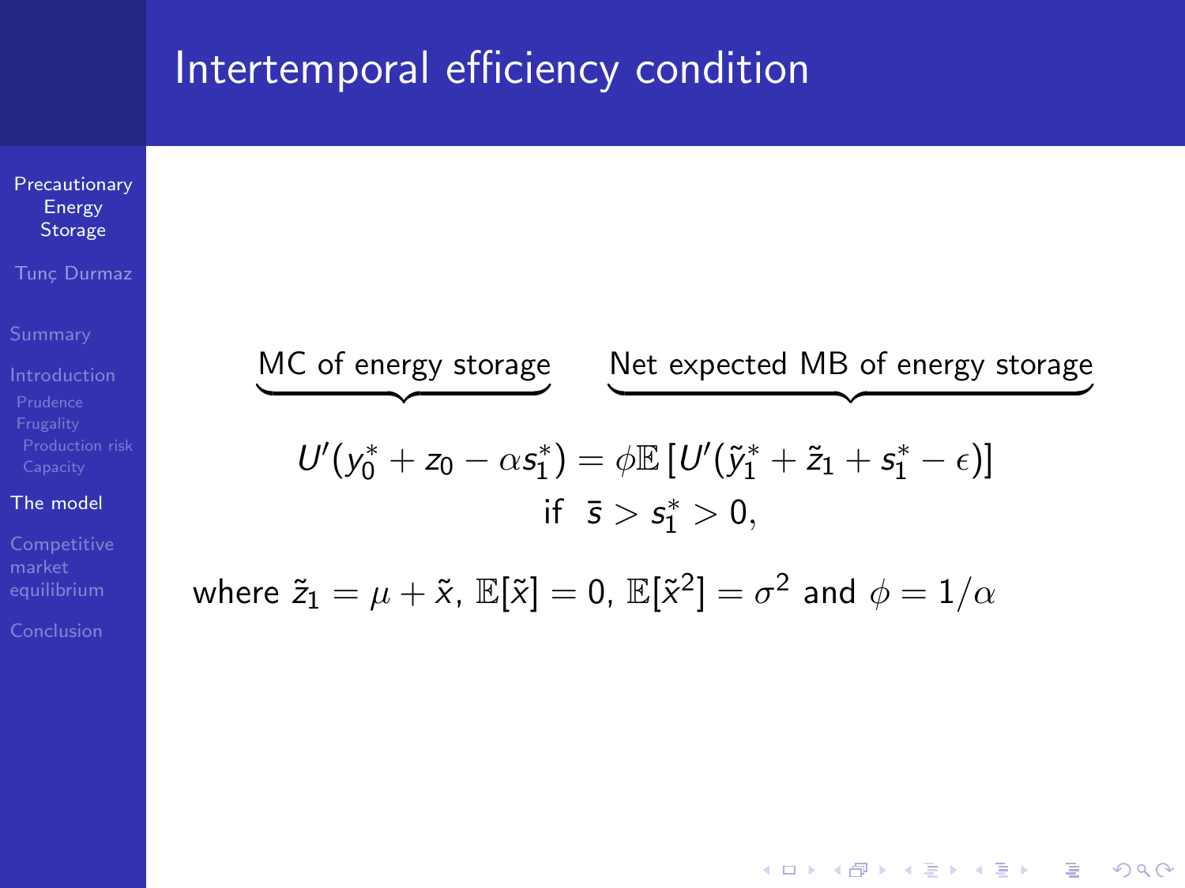# Intertemporal efficiency condition

$$\underbrace{U'(y_0^* + z_0 - \alpha s_1^*)}_{\text{MC of energy storage}} = \underbrace{\phi \mathbb{E}\left[U'(\tilde{y}_1^* + \tilde{z}_1 + s_1^* - \epsilon)\right]}_{\text{Net expected MB of energy storage}}$$

$$\text{if } \bar{s} > s_1^* > 0,$$

where $\tilde{z}_1 = \mu + \tilde{x}$, $\mathbb{E}[\tilde{x}] = 0$, $\mathbb{E}[\tilde{x}^2] = \sigma^2$ and $\phi = 1/\alpha$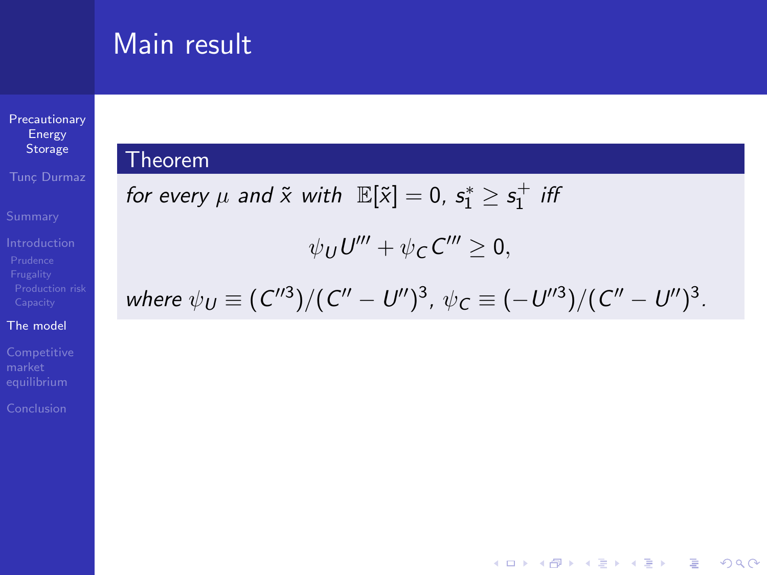# Main result

**Theorem**

*for every $\mu$ and $\tilde{x}$ with $\mathbb{E}[\tilde{x}] = 0$, $s_1^* \geq s_1^+$ iff*

$$\psi_U U''' + \psi_C C''' \geq 0,$$

*where $\psi_U \equiv (C''^3)/(C'' - U'')^3$, $\psi_C \equiv (-U''^3)/(C'' - U'')^3$.*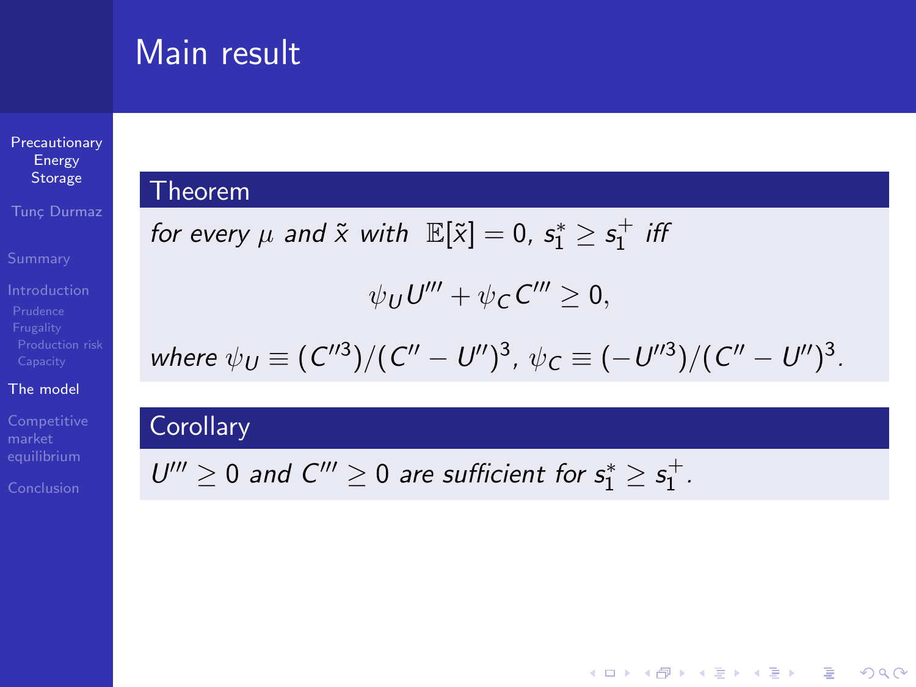## Main result

### Theorem

*for every $\mu$ and $\tilde{x}$ with $\mathbb{E}[\tilde{x}] = 0$, $s_1^* \geq s_1^+$ iff*

$$\psi_U U''' + \psi_C C''' \geq 0,$$

*where $\psi_U \equiv (C''^3)/(C'' - U'')^3$, $\psi_C \equiv (-U''^3)/(C'' - U'')^3$.*

### Corollary

*$U''' \geq 0$ and $C''' \geq 0$ are sufficient for $s_1^* \geq s_1^+$.*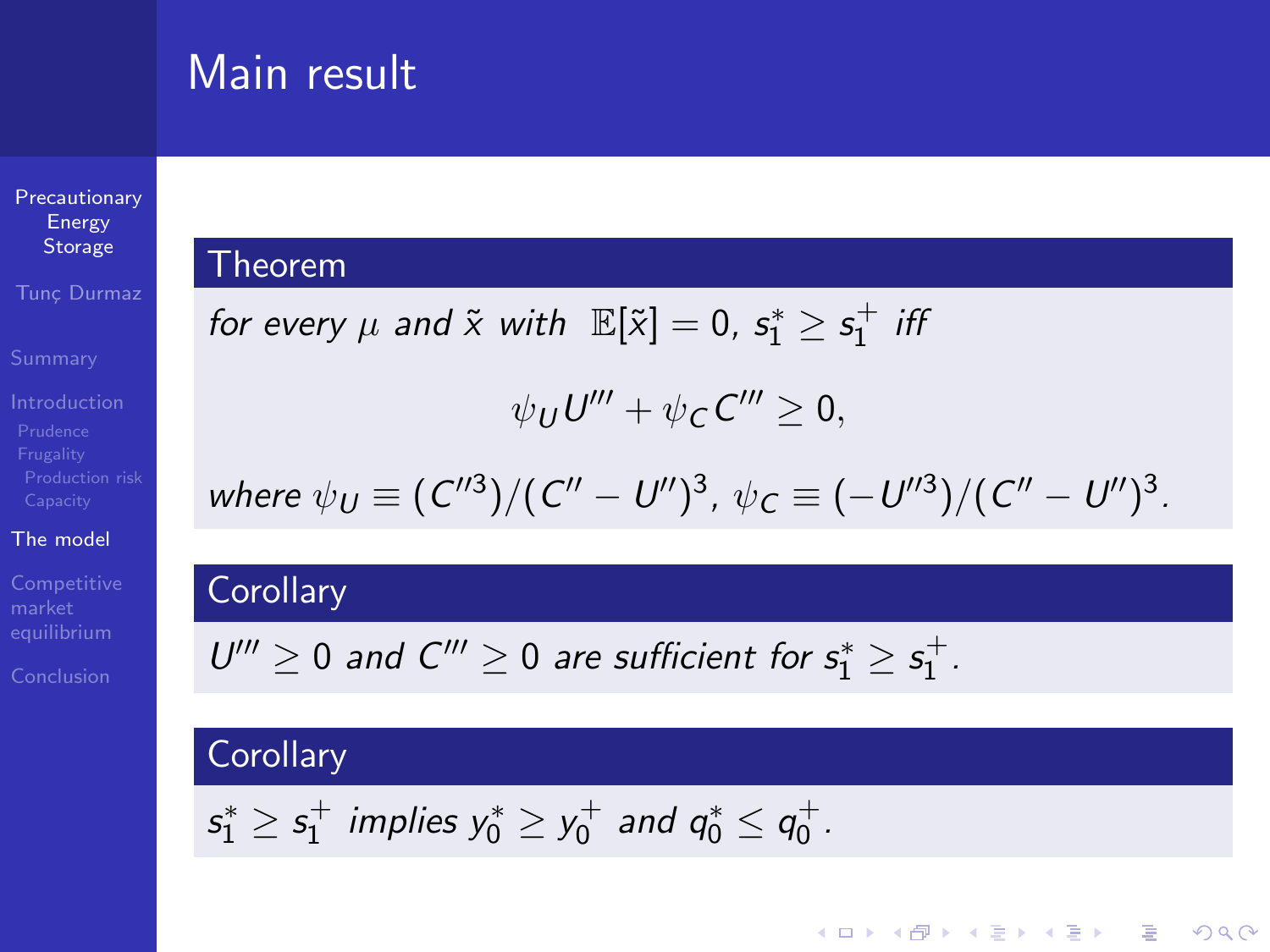# Main result

**Theorem**

*for every $\mu$ and $\tilde{x}$ with $\mathbb{E}[\tilde{x}] = 0$, $s_1^* \geq s_1^+$ iff*

$$\psi_U U''' + \psi_C C''' \geq 0,$$

*where $\psi_U \equiv (C''^3)/(C'' - U'')^3$, $\psi_C \equiv (-U''^3)/(C'' - U'')^3$.*

**Corollary**

*$U''' \geq 0$ and $C''' \geq 0$ are sufficient for $s_1^* \geq s_1^+$.*

**Corollary**

*$s_1^* \geq s_1^+$ implies $y_0^* \geq y_0^+$ and $q_0^* \leq q_0^+$.*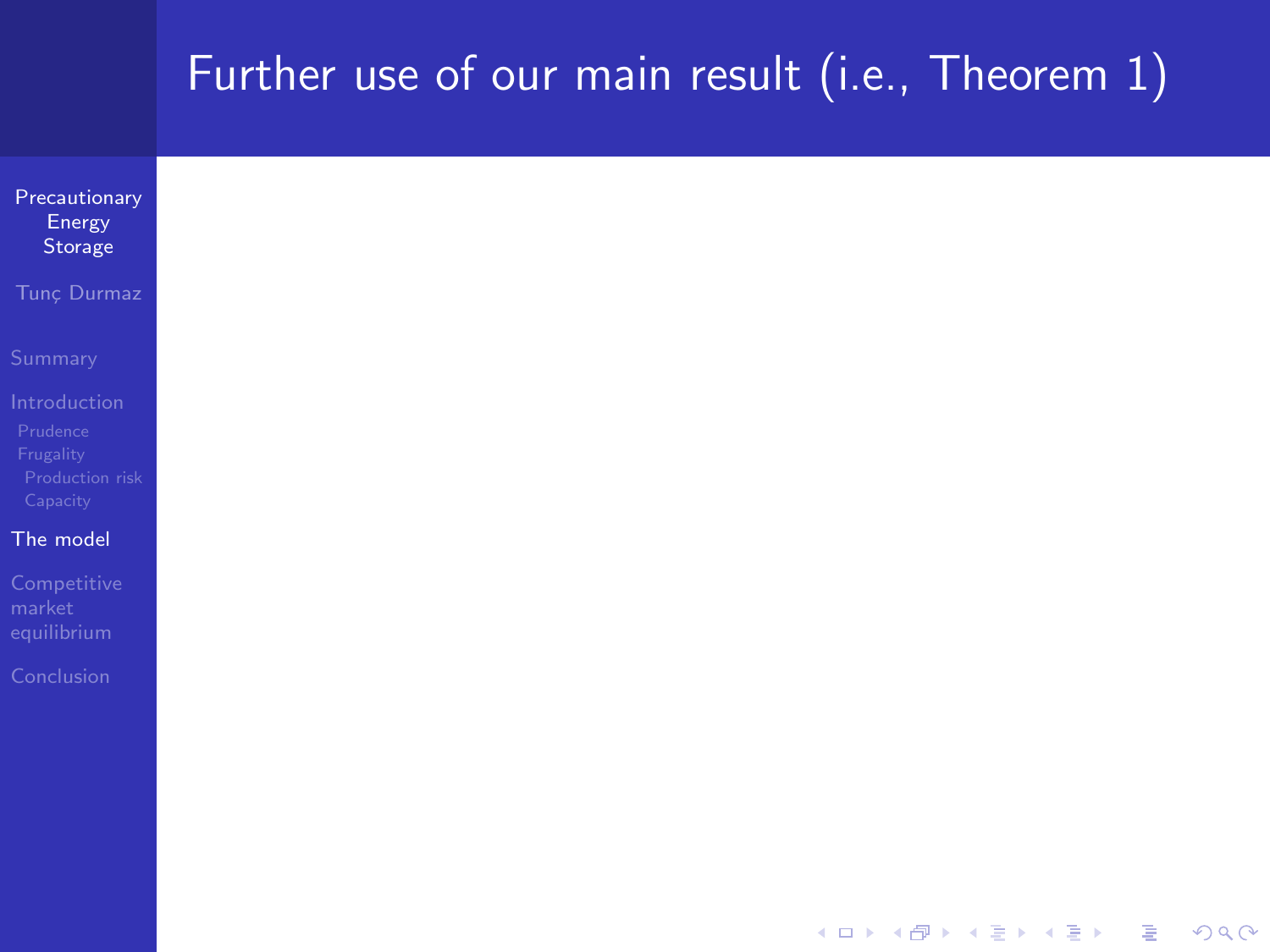# Further use of our main result (i.e., Theorem 1)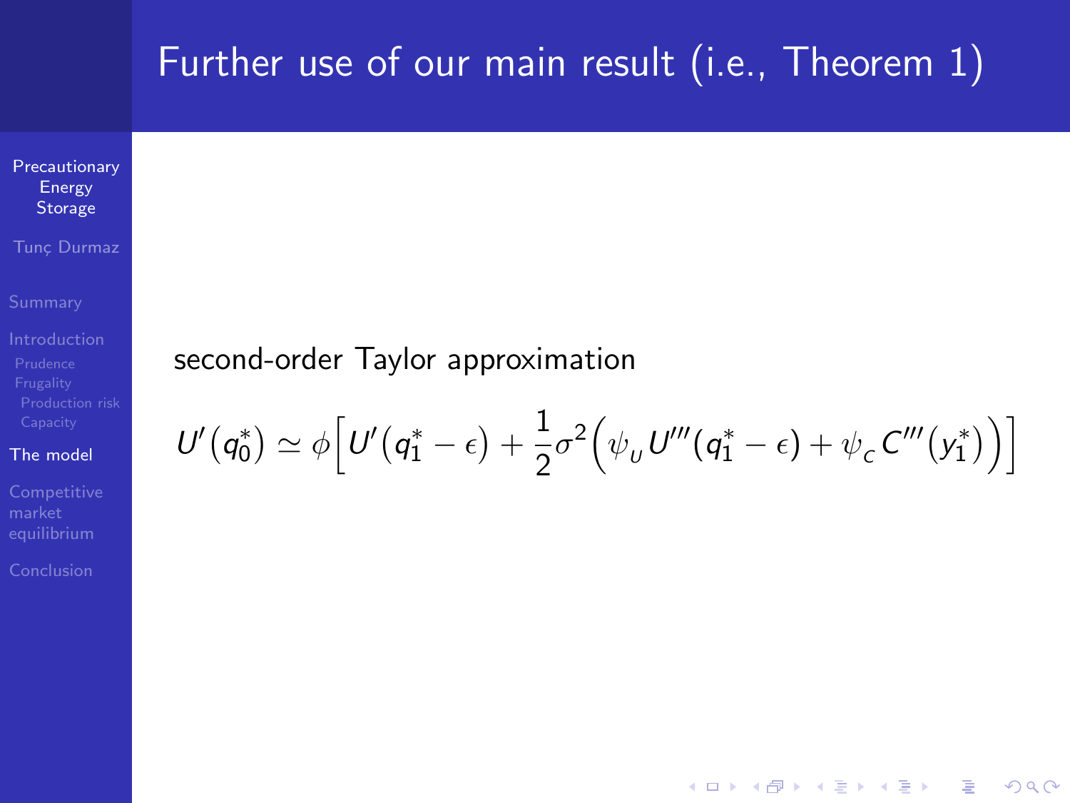# Further use of our main result (i.e., Theorem 1)

second-order Taylor approximation

$$U'(q_0^*) \simeq \phi\Big[U'(q_1^* - \epsilon) + \frac{1}{2}\sigma^2\Big(\psi_U U'''(q_1^* - \epsilon) + \psi_C C'''(y_1^*)\Big)\Big]$$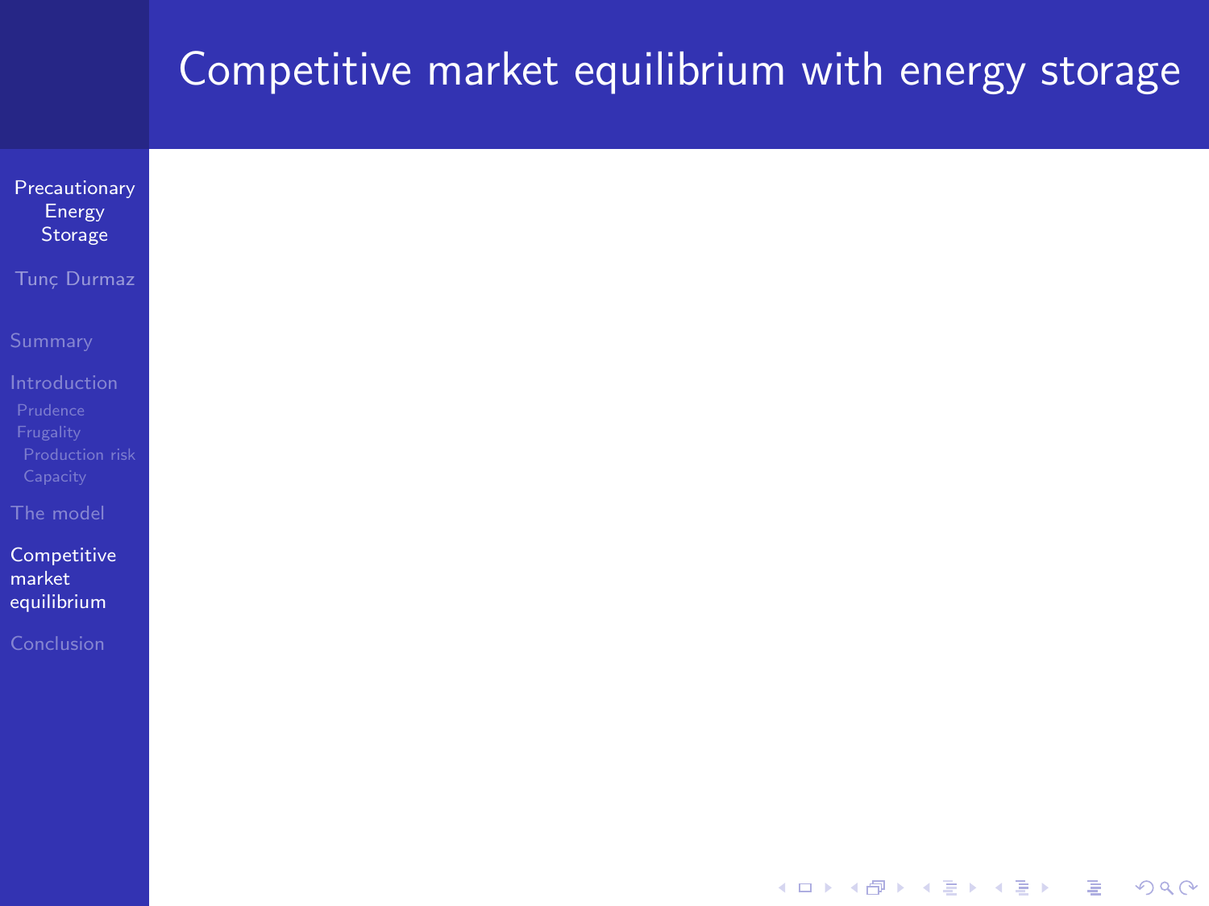# Competitive market equilibrium with energy storage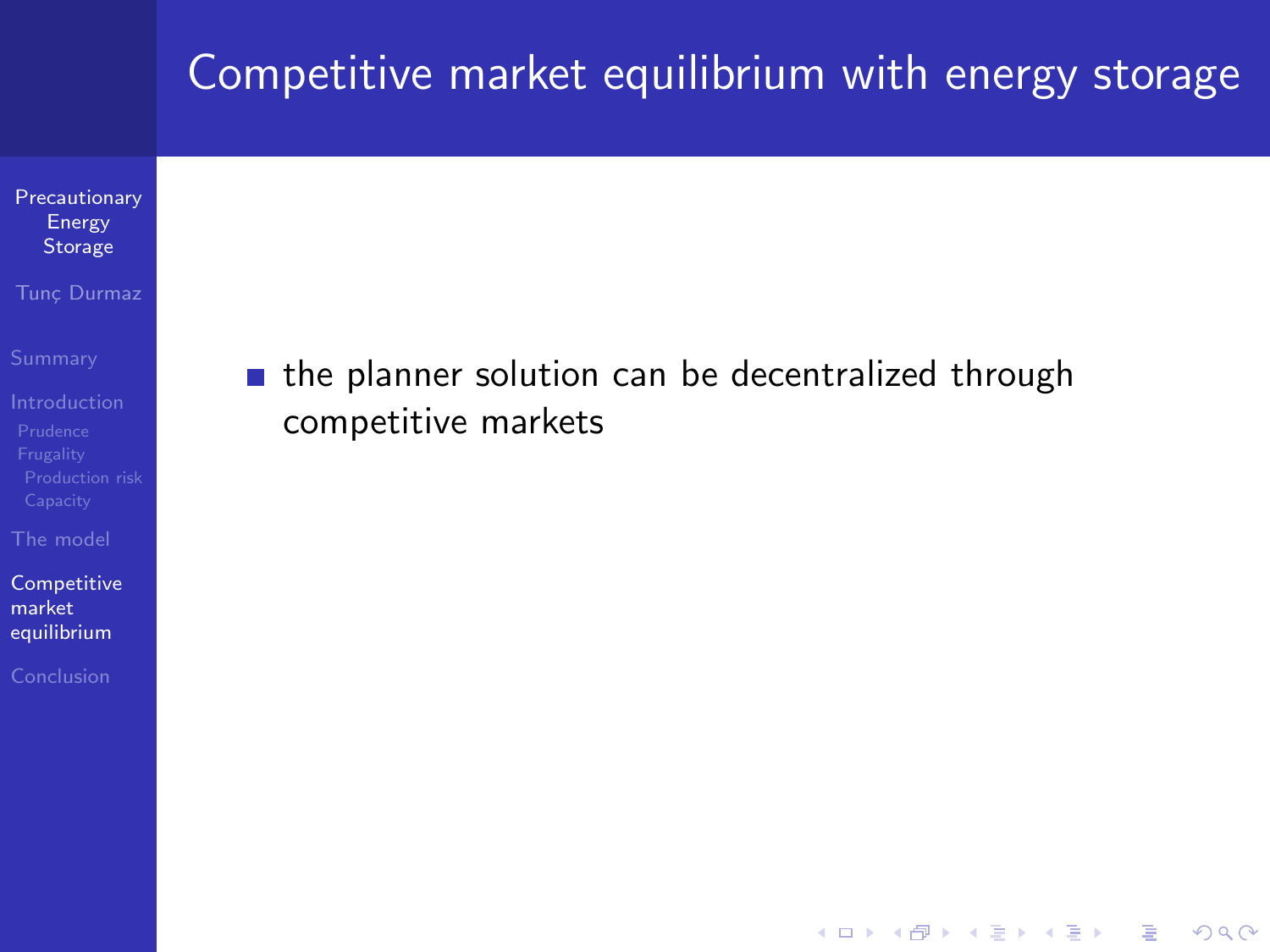# Competitive market equilibrium with energy storage

- the planner solution can be decentralized through competitive markets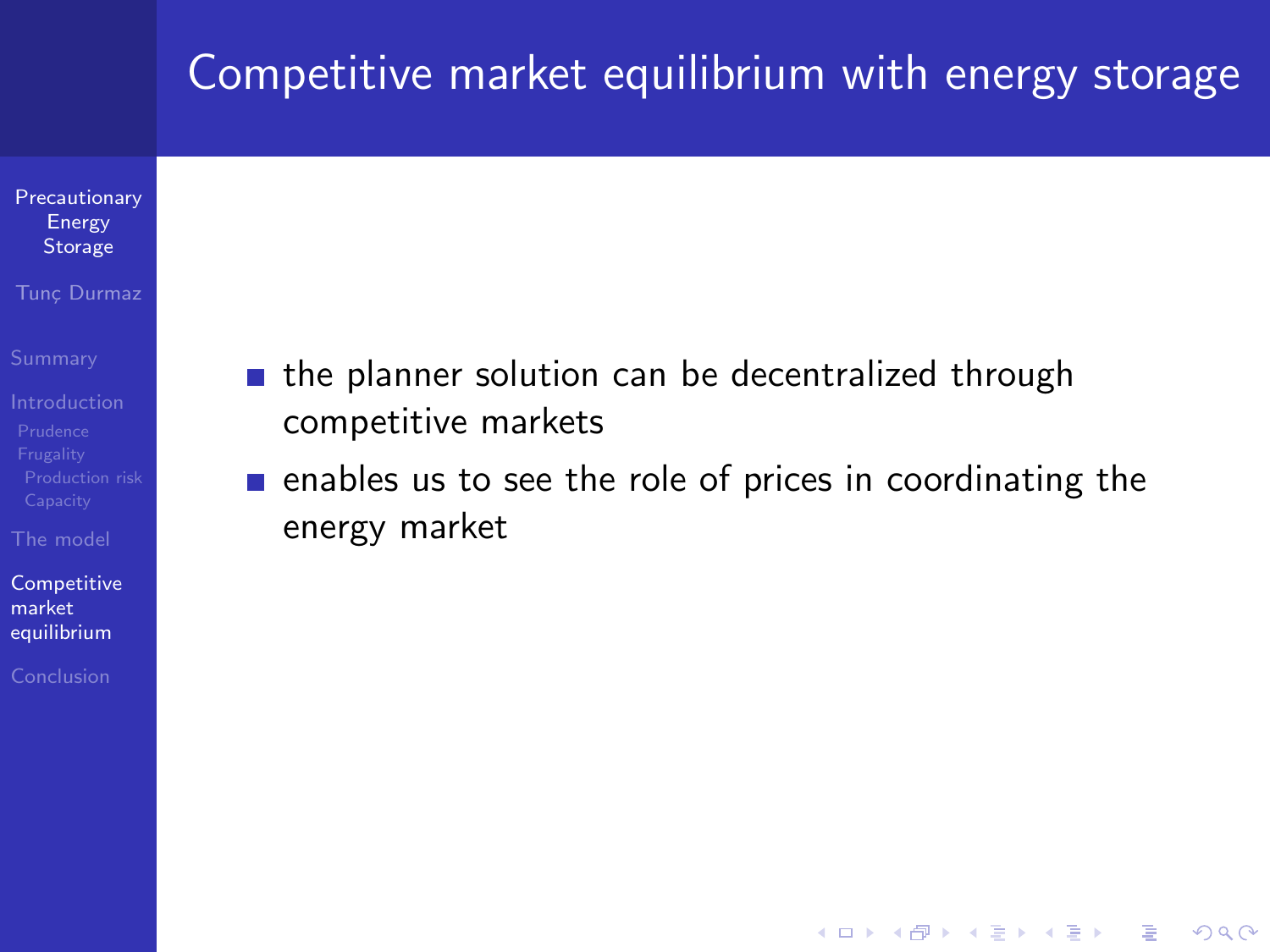# Competitive market equilibrium with energy storage

- the planner solution can be decentralized through competitive markets
- enables us to see the role of prices in coordinating the energy market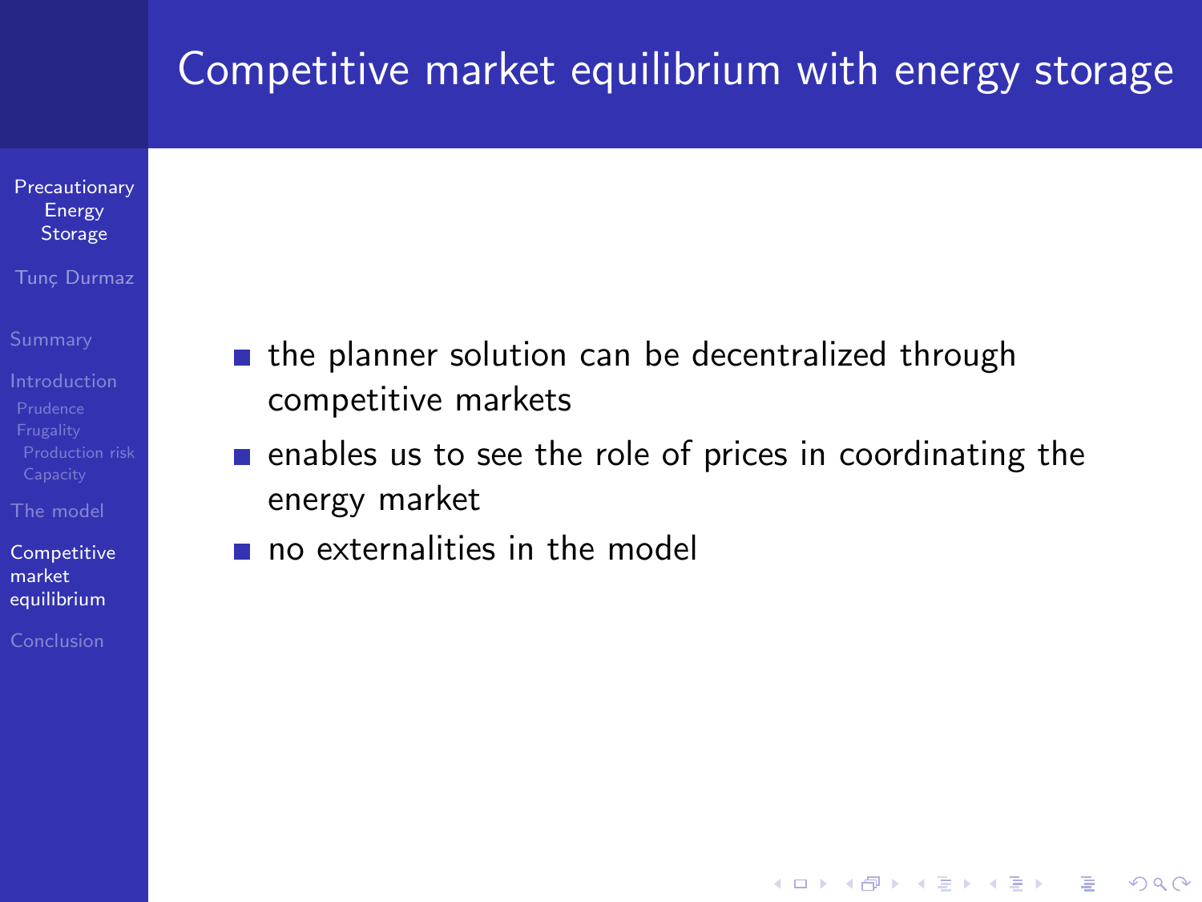# Competitive market equilibrium with energy storage

- the planner solution can be decentralized through competitive markets
- enables us to see the role of prices in coordinating the energy market
- no externalities in the model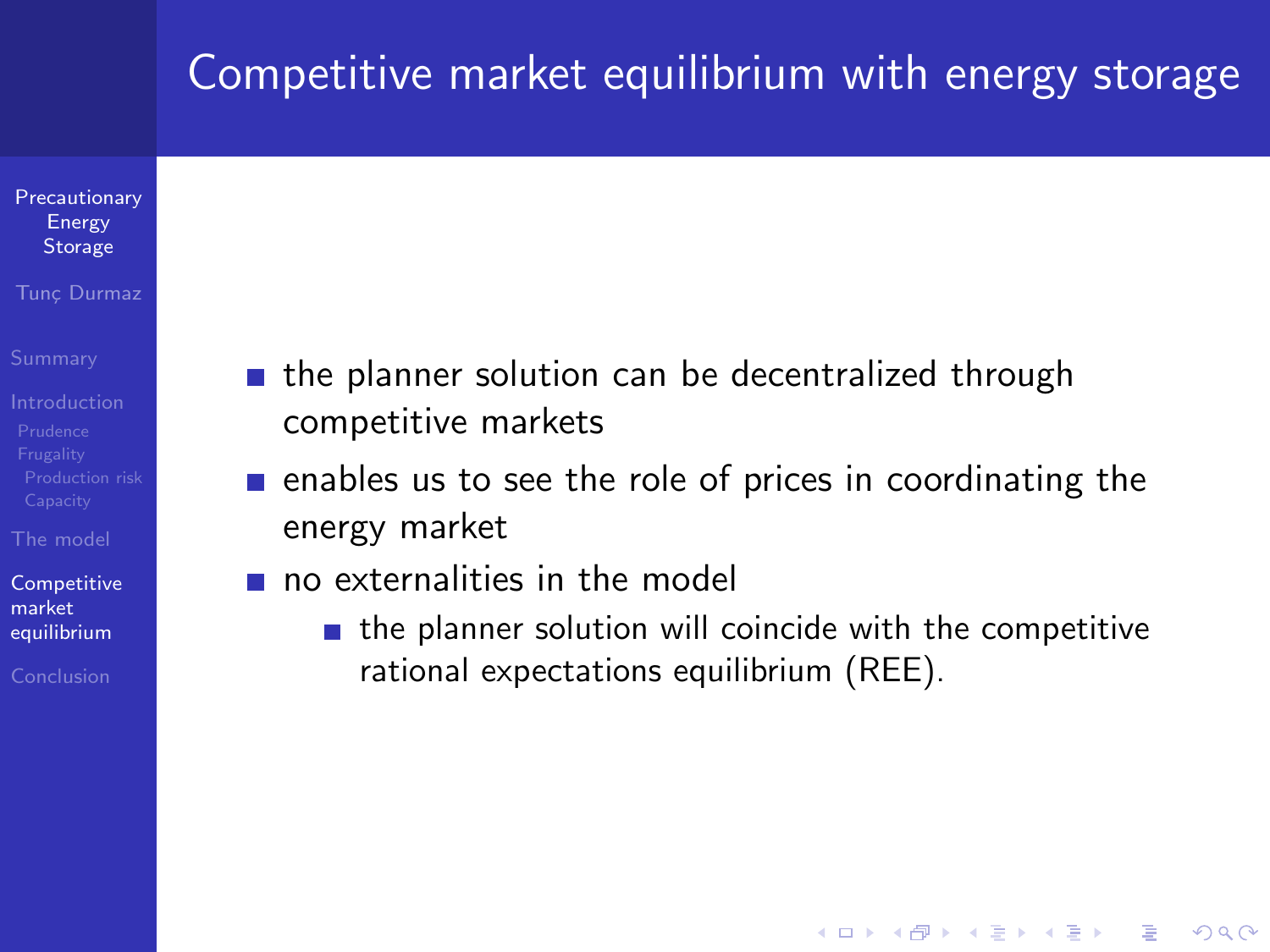# Competitive market equilibrium with energy storage

- the planner solution can be decentralized through competitive markets
- enables us to see the role of prices in coordinating the energy market
- no externalities in the model
  - the planner solution will coincide with the competitive rational expectations equilibrium (REE).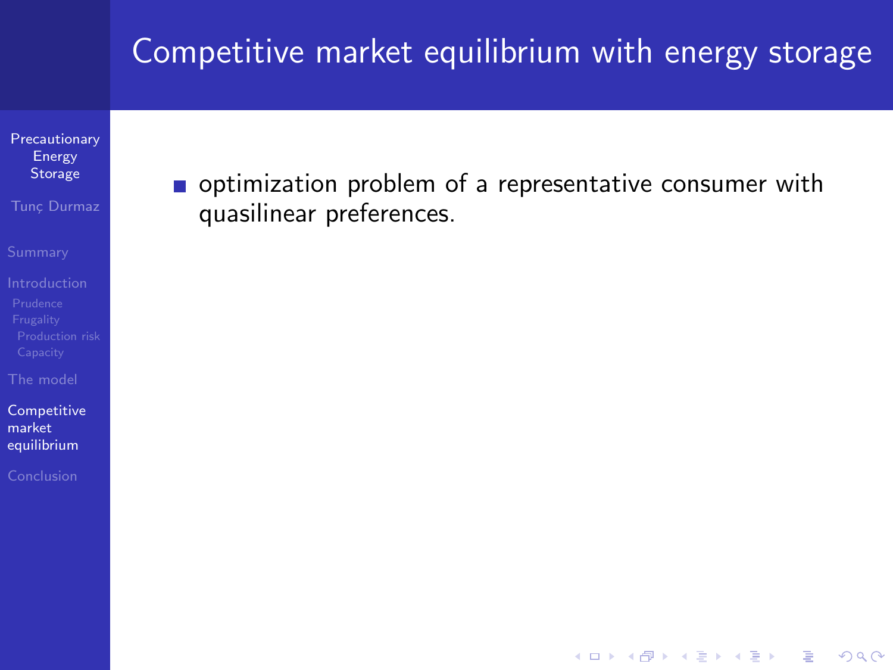# Competitive market equilibrium with energy storage

- optimization problem of a representative consumer with quasilinear preferences.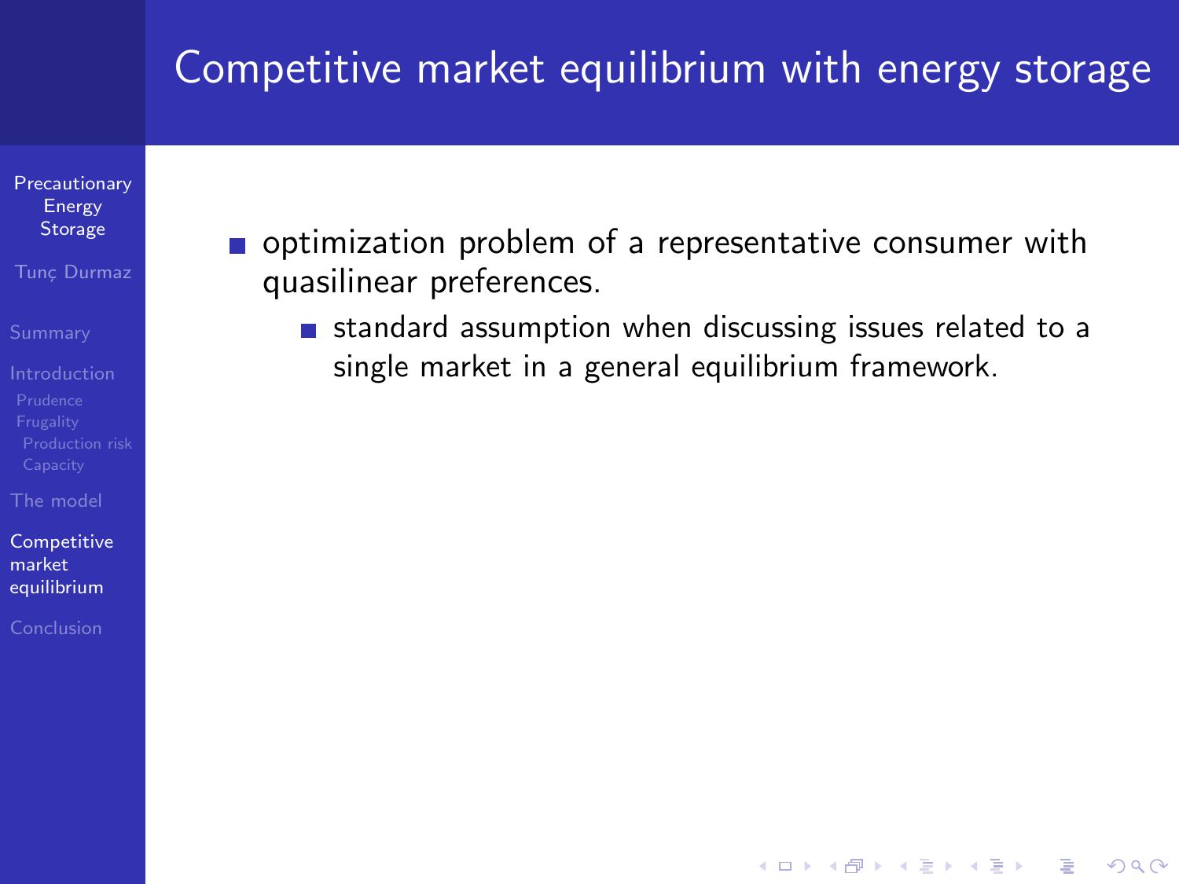# Competitive market equilibrium with energy storage

- optimization problem of a representative consumer with quasilinear preferences.
  - standard assumption when discussing issues related to a single market in a general equilibrium framework.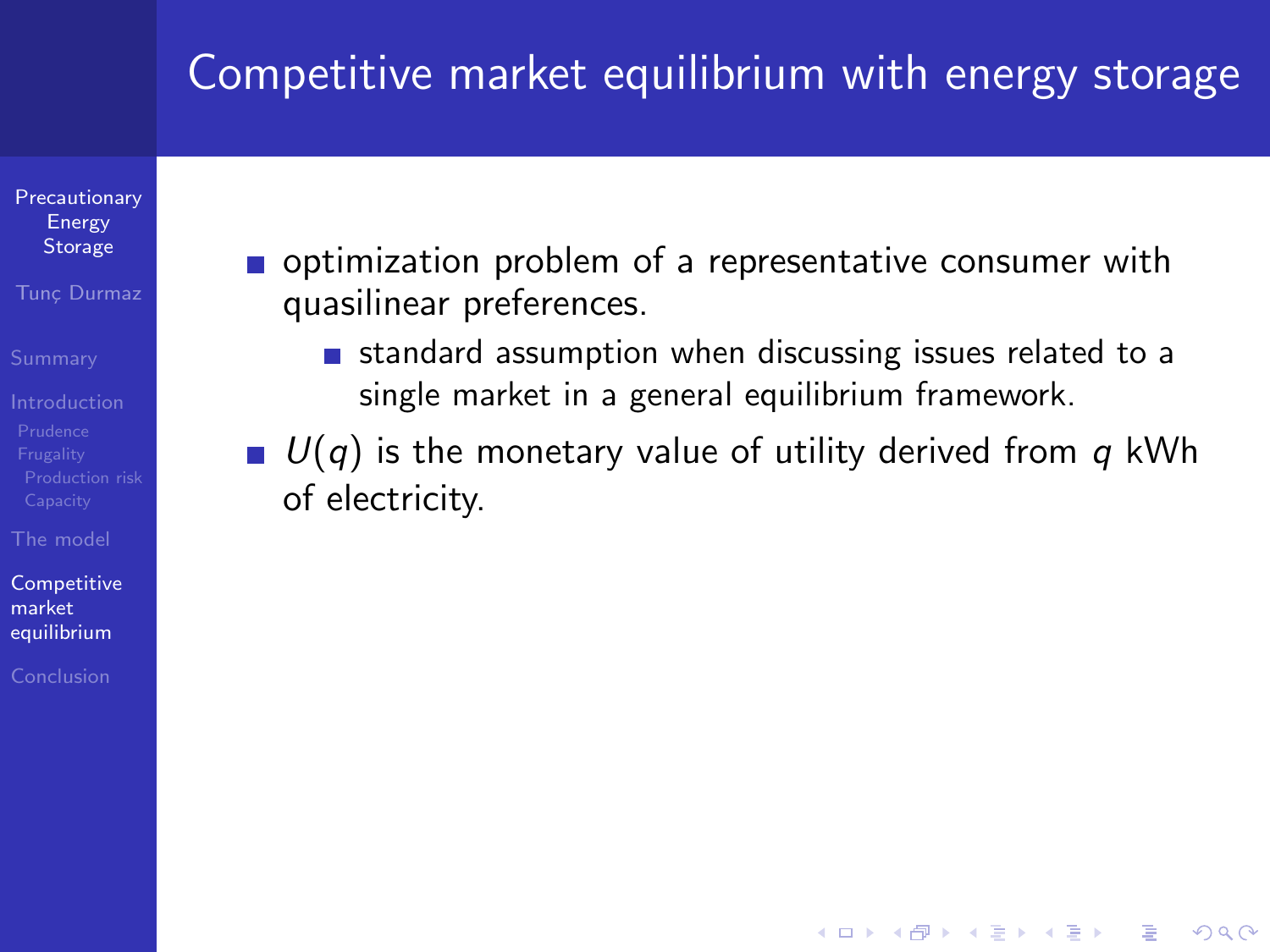# Competitive market equilibrium with energy storage

- optimization problem of a representative consumer with quasilinear preferences.
  - standard assumption when discussing issues related to a single market in a general equilibrium framework.
- $U(q)$ is the monetary value of utility derived from $q$ kWh of electricity.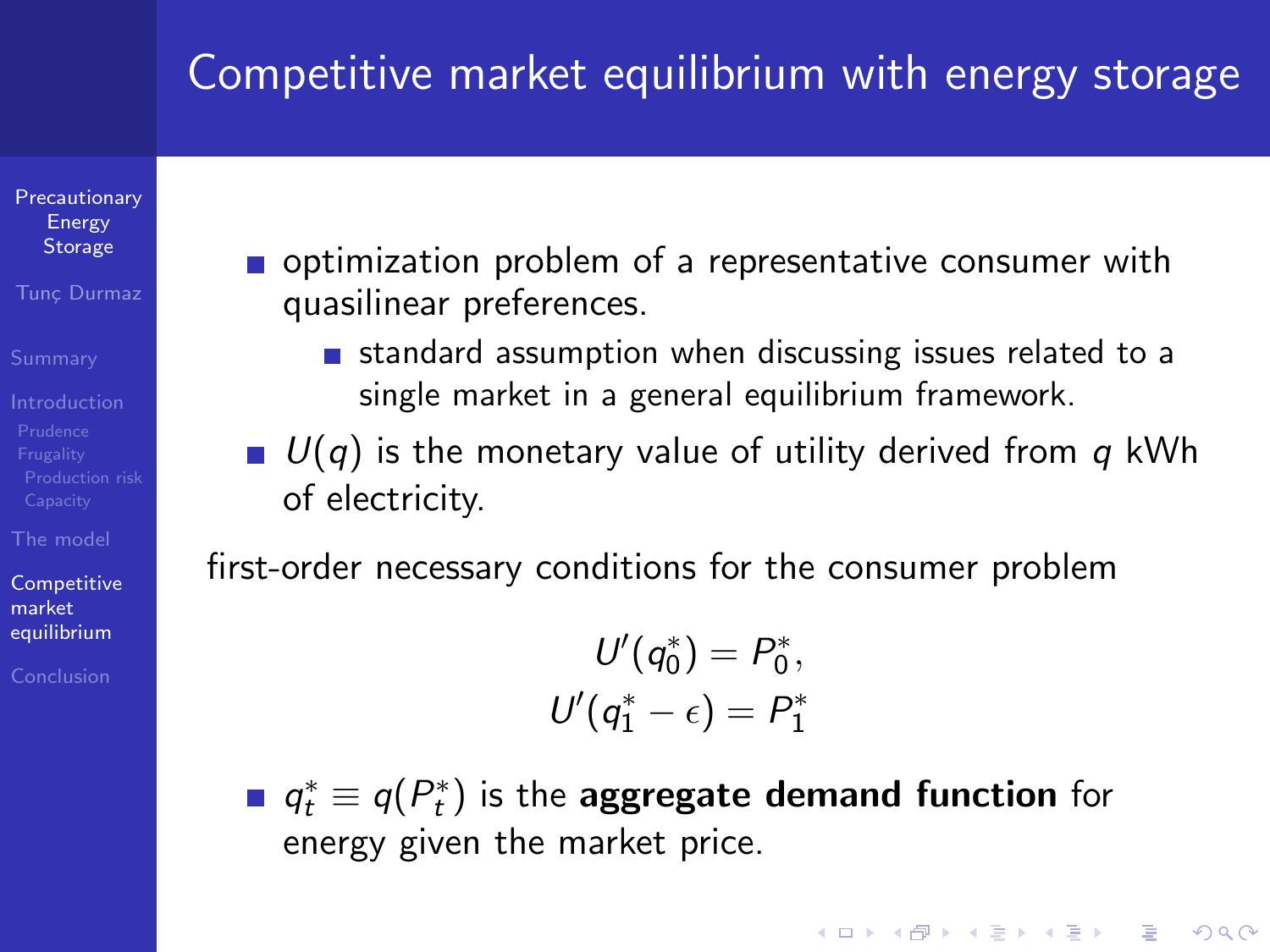# Competitive market equilibrium with energy storage

- optimization problem of a representative consumer with quasilinear preferences.
  - standard assumption when discussing issues related to a single market in a general equilibrium framework.
- $U(q)$ is the monetary value of utility derived from $q$ kWh of electricity.

first-order necessary conditions for the consumer problem

$$U'(q_0^*) = P_0^*,$$
$$U'(q_1^* - \epsilon) = P_1^*$$

- $q_t^* \equiv q(P_t^*)$ is the **aggregate demand function** for energy given the market price.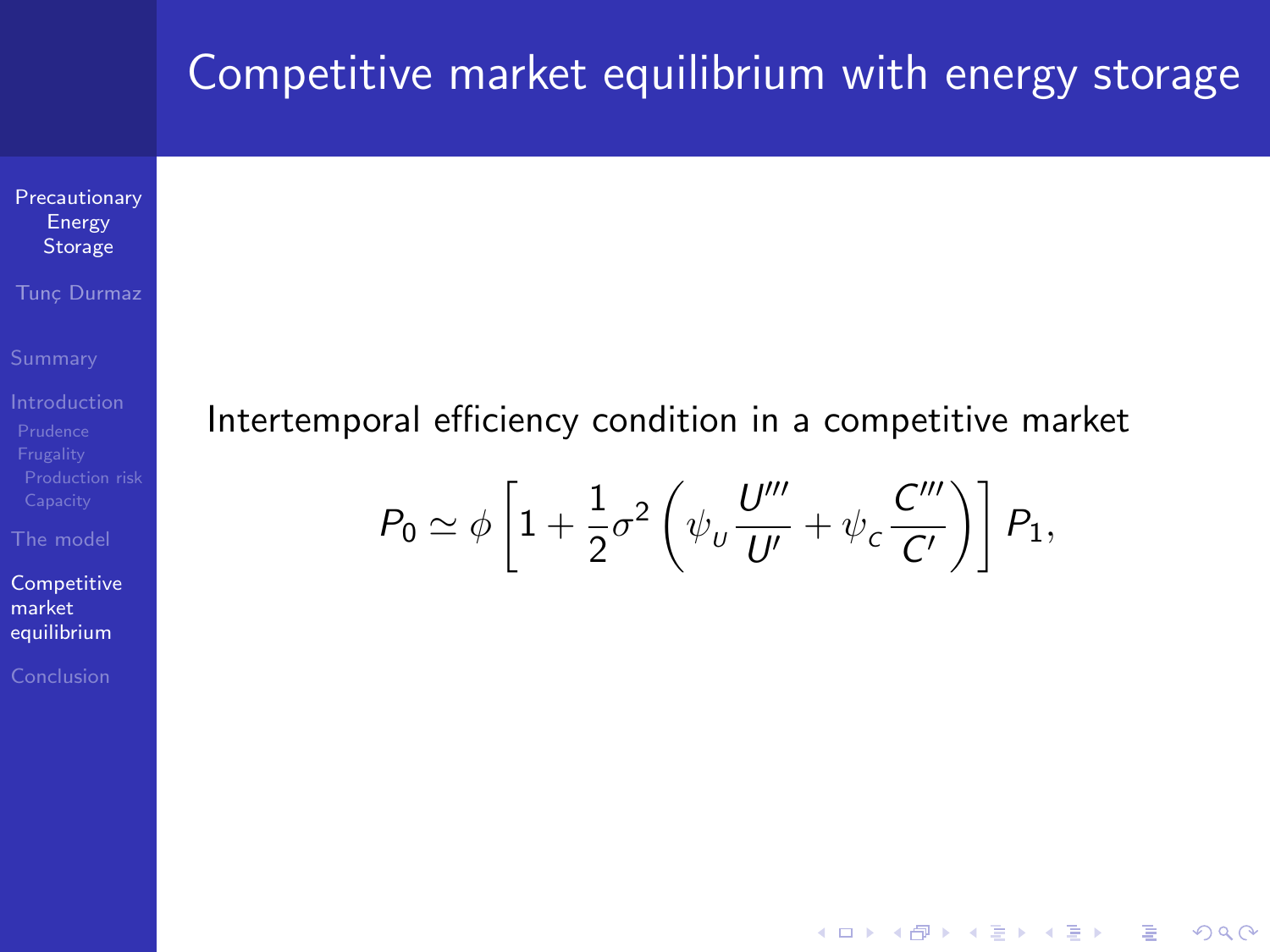# Competitive market equilibrium with energy storage

Intertemporal efficiency condition in a competitive market

$$P_0 \simeq \phi \left[ 1 + \frac{1}{2}\sigma^2 \left( \psi_U \frac{U'''}{U'} + \psi_C \frac{C'''}{C'} \right) \right] P_1,$$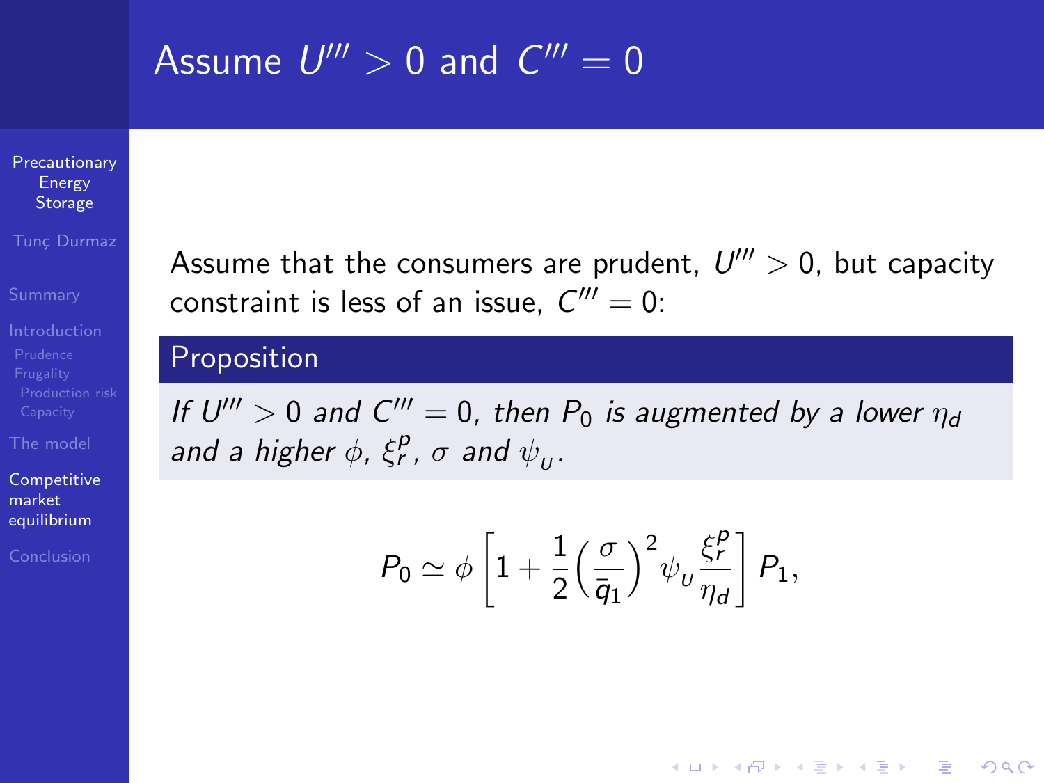# Assume $U''' > 0$ and $C''' = 0$

Assume that the consumers are prudent, $U''' > 0$, but capacity constraint is less of an issue, $C''' = 0$:

**Proposition**

*If $U''' > 0$ and $C''' = 0$, then $P_0$ is augmented by a lower $\eta_d$ and a higher $\phi$, $\xi_r^p$, $\sigma$ and $\psi_U$.*

$$P_0 \simeq \phi \left[ 1 + \frac{1}{2} \left( \frac{\sigma}{\bar{q}_1} \right)^2 \psi_U \frac{\xi_r^p}{\eta_d} \right] P_1,$$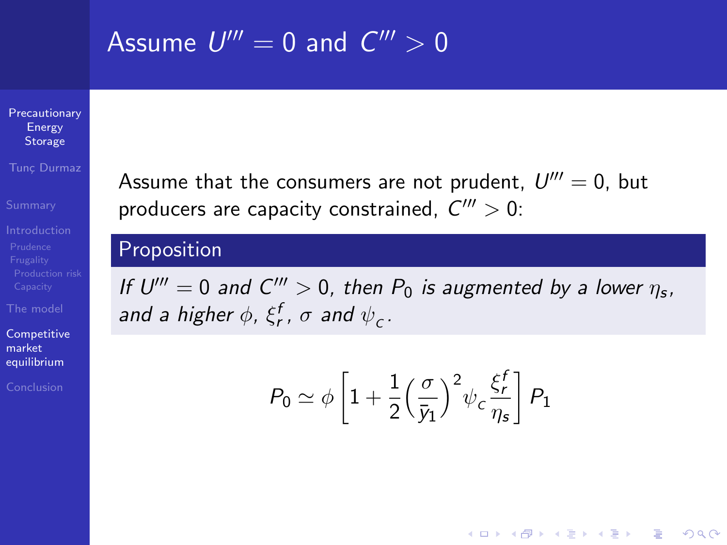# Assume $U''' = 0$ and $C''' > 0$

Assume that the consumers are not prudent, $U''' = 0$, but producers are capacity constrained, $C''' > 0$:

**Proposition**

*If $U''' = 0$ and $C''' > 0$, then $P_0$ is augmented by a lower $\eta_s$, and a higher $\phi$, $\xi_r^f$, $\sigma$ and $\psi_c$.*

$$P_0 \simeq \phi \left[ 1 + \frac{1}{2} \left( \frac{\sigma}{\bar{y}_1} \right)^2 \psi_c \frac{\xi_r^f}{\eta_s} \right] P_1$$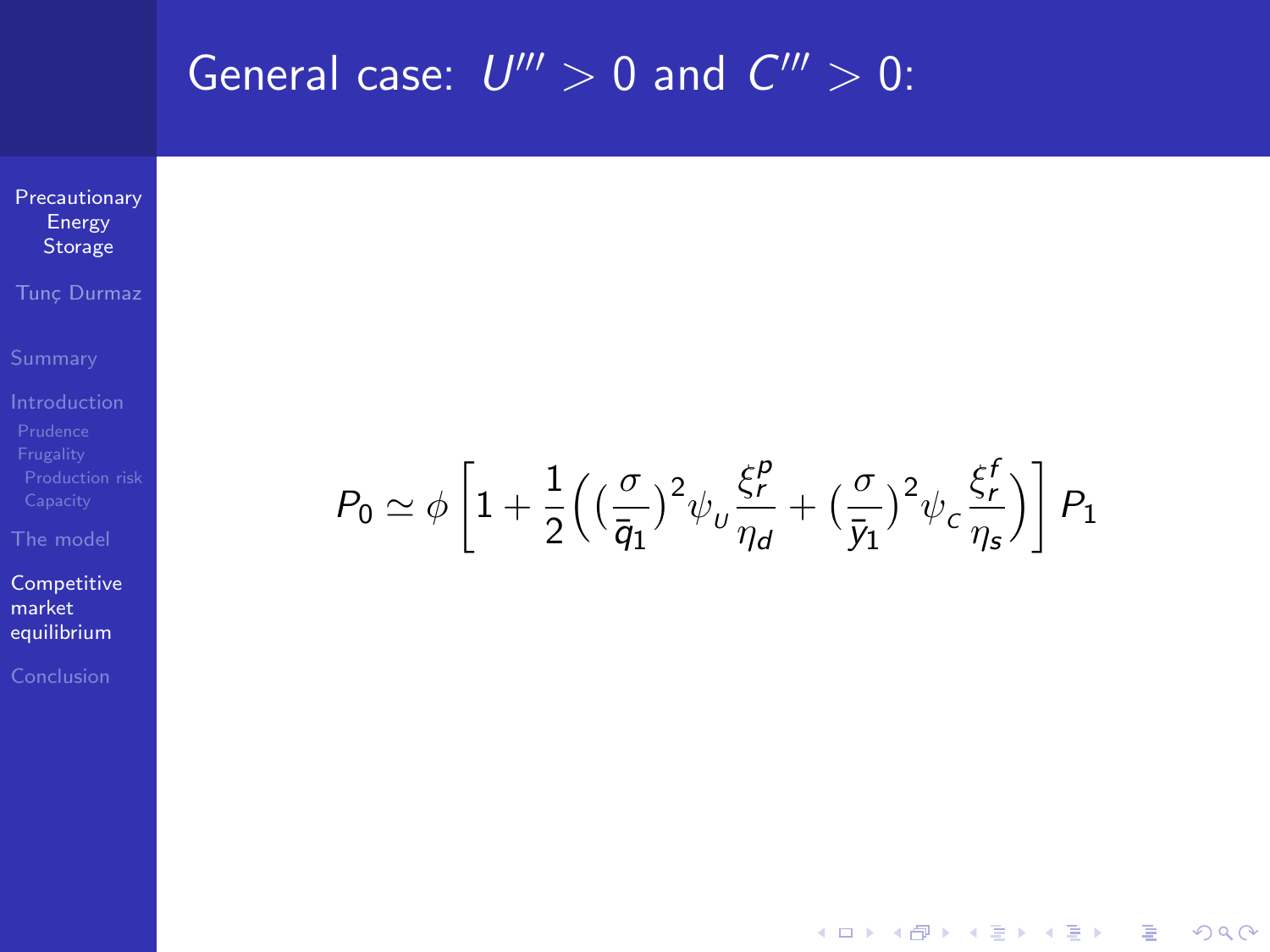# General case: $U''' > 0$ and $C''' > 0$:

$$P_0 \simeq \phi \left[ 1 + \frac{1}{2} \left( \left(\frac{\sigma}{\bar{q}_1}\right)^2 \psi_U \frac{\xi_r^p}{\eta_d} + \left(\frac{\sigma}{\bar{y}_1}\right)^2 \psi_C \frac{\xi_r^f}{\eta_s} \right) \right] P_1$$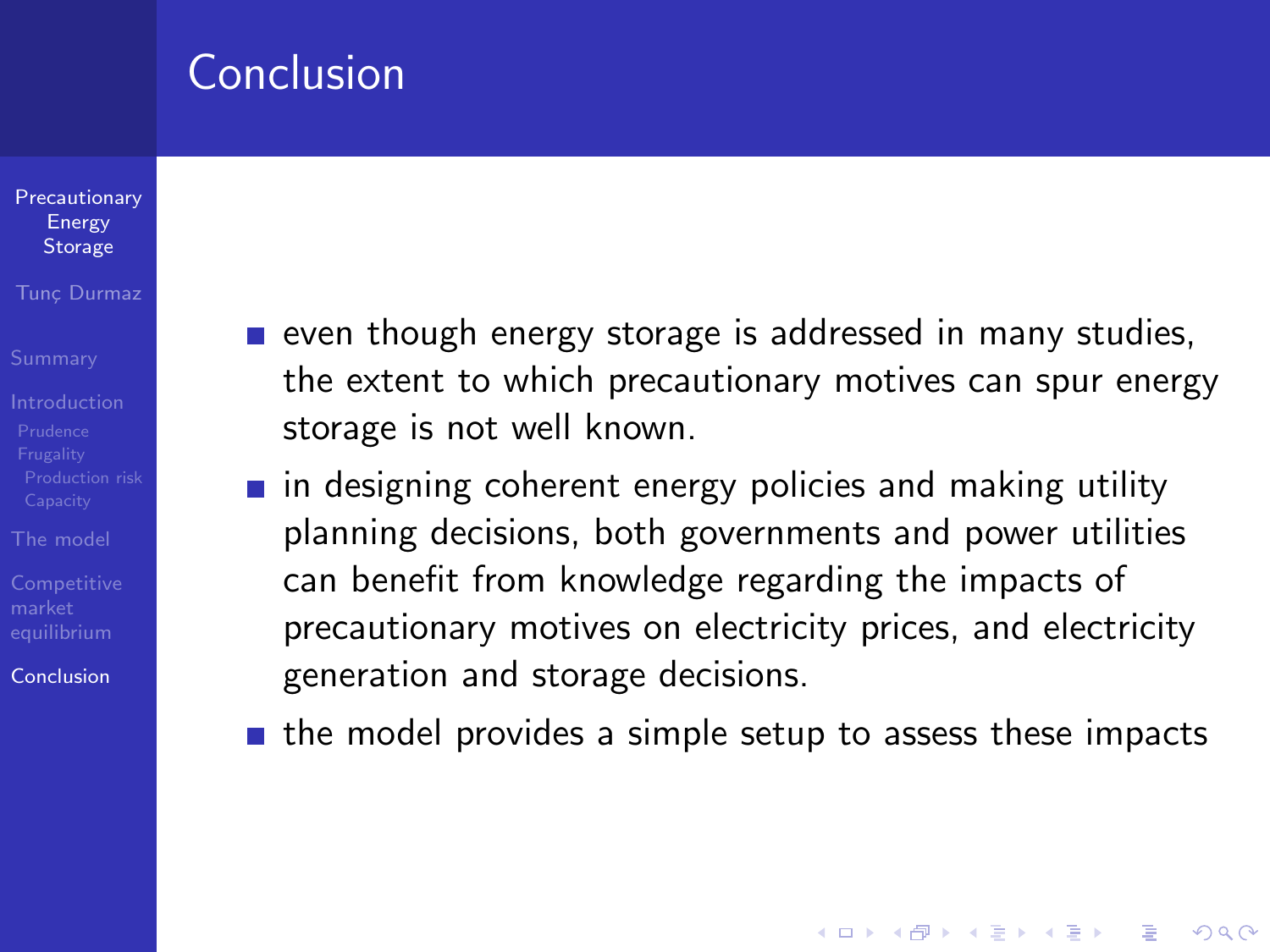# Conclusion

- even though energy storage is addressed in many studies, the extent to which precautionary motives can spur energy storage is not well known.
- in designing coherent energy policies and making utility planning decisions, both governments and power utilities can benefit from knowledge regarding the impacts of precautionary motives on electricity prices, and electricity generation and storage decisions.
- the model provides a simple setup to assess these impacts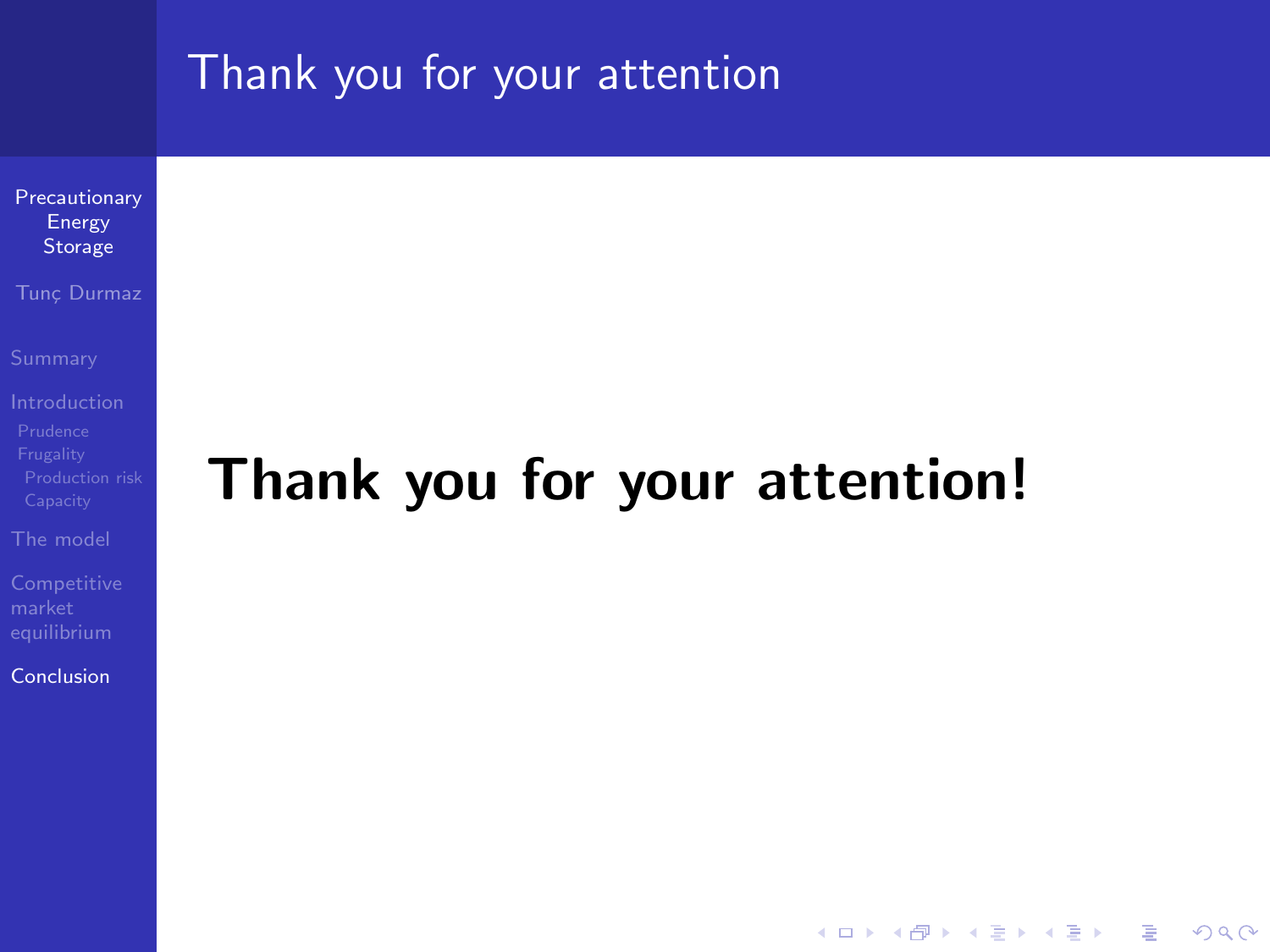# Thank you for your attention

**Thank you for your attention!**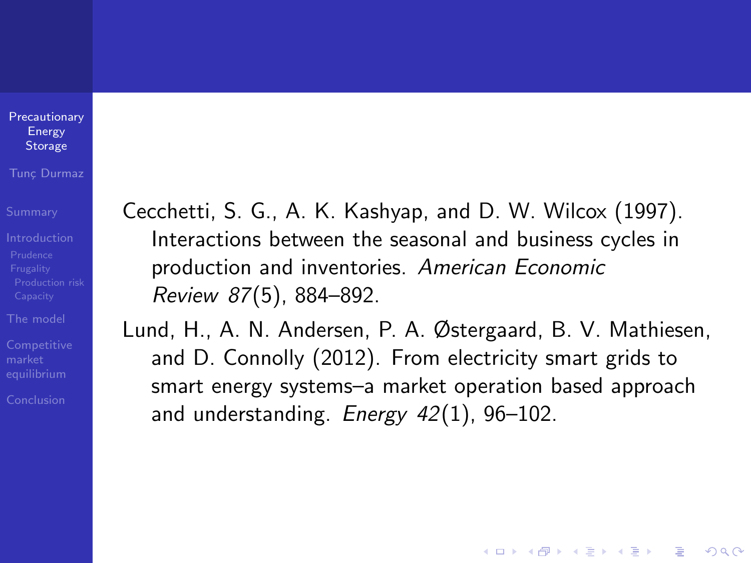Cecchetti, S. G., A. K. Kashyap, and D. W. Wilcox (1997). Interactions between the seasonal and business cycles in production and inventories. *American Economic Review 87*(5), 884–892.

Lund, H., A. N. Andersen, P. A. Østergaard, B. V. Mathiesen, and D. Connolly (2012). From electricity smart grids to smart energy systems–a market operation based approach and understanding. *Energy 42*(1), 96–102.